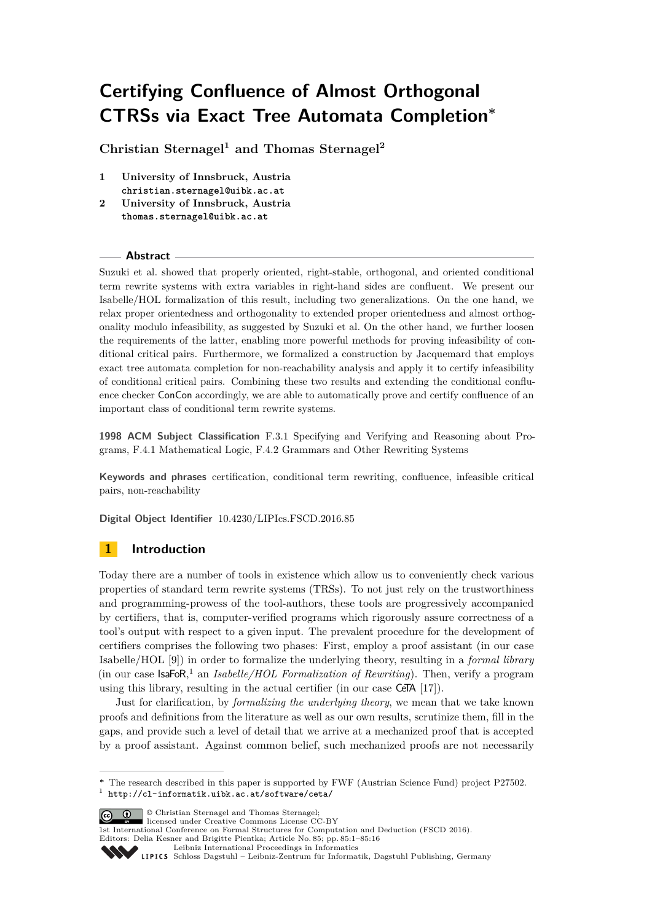# Certifying Confluence of Almost Orthogonal CTRSs via Exact Tree Automata Completion*

**Christian Sternagel[1] and Thomas Sternagel[2]**

1. **University of Innsbruck, Austria**
   christian.sternagel@uibk.ac.at
2. **University of Innsbruck, Austria**
   thomas.sternagel@uibk.ac.at

## Abstract

Suzuki et al. showed that properly oriented, right-stable, orthogonal, and oriented conditional term rewrite systems with extra variables in right-hand sides are confluent. We present our Isabelle/HOL formalization of this result, including two generalizations. On the one hand, we relax proper orientedness and orthogonality to extended proper orientedness and almost orthogonality modulo infeasibility, as suggested by Suzuki et al. On the other hand, we further loosen the requirements of the latter, enabling more powerful methods for proving infeasibility of conditional critical pairs. Furthermore, we formalized a construction by Jacquemard that employs exact tree automata completion for non-reachability analysis and apply it to certify infeasibility of conditional critical pairs. Combining these two results and extending the conditional confluence checker ConCon accordingly, we are able to automatically prove and certify confluence of an important class of conditional term rewrite systems.

**1998 ACM Subject Classification** F.3.1 Specifying and Verifying and Reasoning about Programs, F.4.1 Mathematical Logic, F.4.2 Grammars and Other Rewriting Systems

**Keywords and phrases** certification, conditional term rewriting, confluence, infeasible critical pairs, non-reachability

**Digital Object Identifier** 10.4230/LIPIcs.FSCD.2016.85

## 1 Introduction

Today there are a number of tools in existence which allow us to conveniently check various properties of standard term rewrite systems (TRSs). To not just rely on the trustworthiness and programming-prowess of the tool-authors, these tools are progressively accompanied by certifiers, that is, computer-verified programs which rigorously assure correctness of a tool's output with respect to a given input. The prevalent procedure for the development of certifiers comprises the following two phases: First, employ a proof assistant (in our case Isabelle/HOL [9]) in order to formalize the underlying theory, resulting in a *formal library* (in our case IsaFoR,[1] an *Isabelle/HOL Formalization of Rewriting*). Then, verify a program using this library, resulting in the actual certifier (in our case CeTA [17]).

Just for clarification, by *formalizing the underlying theory*, we mean that we take known proofs and definitions from the literature as well as our own results, scrutinize them, fill in the gaps, and provide such a level of detail that we arrive at a mechanized proof that is accepted by a proof assistant. Against common belief, such mechanized proofs are not necessarily

---

* The research described in this paper is supported by FWF (Austrian Science Fund) project P27502.

[1] http://cl-informatik.uibk.ac.at/software/ceta/

© Christian Sternagel and Thomas Sternagel;
licensed under Creative Commons License CC-BY
1st International Conference on Formal Structures for Computation and Deduction (FSCD 2016).
Editors: Delia Kesner and Brigitte Pientka; Article No. 85; pp. 85:1–85:16
Leibniz International Proceedings in Informatics
Schloss Dagstuhl – Leibniz-Zentrum für Informatik, Dagstuhl Publishing, Germany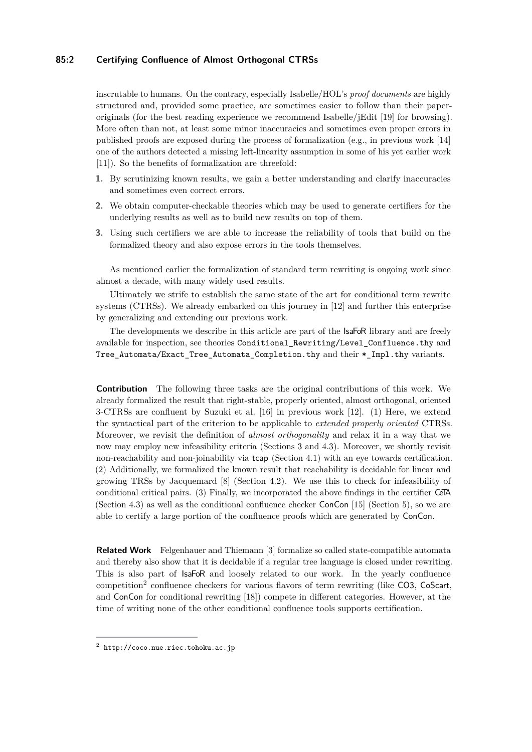inscrutable to humans. On the contrary, especially Isabelle/HOL's *proof documents* are highly structured and, provided some practice, are sometimes easier to follow than their paper-originals (for the best reading experience we recommend Isabelle/jEdit [19] for browsing). More often than not, at least some minor inaccuracies and sometimes even proper errors in published proofs are exposed during the process of formalization (e.g., in previous work [14] one of the authors detected a missing left-linearity assumption in some of his yet earlier work [11]). So the benefits of formalization are threefold:

1. By scrutinizing known results, we gain a better understanding and clarify inaccuracies and sometimes even correct errors.
2. We obtain computer-checkable theories which may be used to generate certifiers for the underlying results as well as to build new results on top of them.
3. Using such certifiers we are able to increase the reliability of tools that build on the formalized theory and also expose errors in the tools themselves.

As mentioned earlier the formalization of standard term rewriting is ongoing work since almost a decade, with many widely used results.

Ultimately we strife to establish the same state of the art for conditional term rewrite systems (CTRSs). We already embarked on this journey in [12] and further this enterprise by generalizing and extending our previous work.

The developments we describe in this article are part of the IsaFoR library and are freely available for inspection, see theories `Conditional_Rewriting/Level_Confluence.thy` and `Tree_Automata/Exact_Tree_Automata_Completion.thy` and their `*_Impl.thy` variants.

**Contribution** The following three tasks are the original contributions of this work. We already formalized the result that right-stable, properly oriented, almost orthogonal, oriented 3-CTRSs are confluent by Suzuki et al. [16] in previous work [12]. (1) Here, we extend the syntactical part of the criterion to be applicable to *extended properly oriented* CTRSs. Moreover, we revisit the definition of *almost orthogonality* and relax it in a way that we now may employ new infeasibility criteria (Sections 3 and 4.3). Moreover, we shortly revisit non-reachability and non-joinability via tcap (Section 4.1) with an eye towards certification. (2) Additionally, we formalized the known result that reachability is decidable for linear and growing TRSs by Jacquemard [8] (Section 4.2). We use this to check for infeasibility of conditional critical pairs. (3) Finally, we incorporated the above findings in the certifier CeTA (Section 4.3) as well as the conditional confluence checker ConCon [15] (Section 5), so we are able to certify a large portion of the confluence proofs which are generated by ConCon.

**Related Work** Felgenhauer and Thiemann [3] formalize so called state-compatible automata and thereby also show that it is decidable if a regular tree language is closed under rewriting. This is also part of IsaFoR and loosely related to our work. In the yearly confluence competition[2] confluence checkers for various flavors of term rewriting (like CO3, CoScart, and ConCon for conditional rewriting [18]) compete in different categories. However, at the time of writing none of the other conditional confluence tools supports certification.

[2] http://coco.nue.riec.tohoku.ac.jp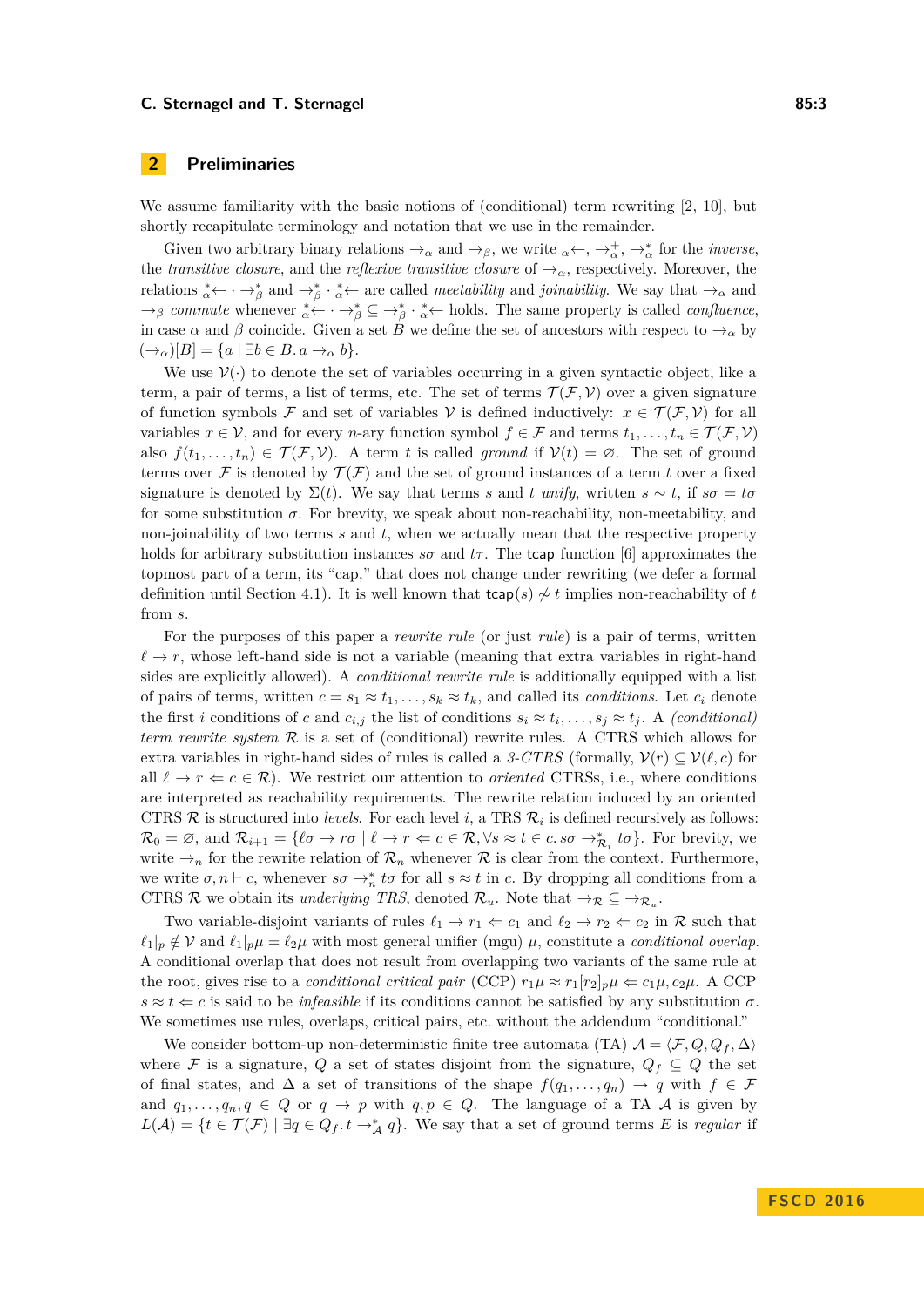## 2 Preliminaries

We assume familiarity with the basic notions of (conditional) term rewriting [2, 10], but shortly recapitulate terminology and notation that we use in the remainder.

Given two arbitrary binary relations $\to_\alpha$ and $\to_\beta$, we write ${}_\alpha\!\leftarrow$, $\to_\alpha^+$, $\to_\alpha^*$ for the *inverse*, the *transitive closure*, and the *reflexive transitive closure* of $\to_\alpha$, respectively. Moreover, the relations ${}_\alpha^*\!\leftarrow \cdot \to_\beta^*$ and $\to_\beta^* \cdot {}_\alpha^*\!\leftarrow$ are called *meetability* and *joinability*. We say that $\to_\alpha$ and $\to_\beta$ *commute* whenever ${}_\alpha^*\!\leftarrow \cdot \to_\beta^* \subseteq \to_\beta^* \cdot {}_\alpha^*\!\leftarrow$ holds. The same property is called *confluence*, in case $\alpha$ and $\beta$ coincide. Given a set $B$ we define the set of ancestors with respect to $\to_\alpha$ by $(\to_\alpha)[B] = \{a \mid \exists b \in B.\, a \to_\alpha b\}$.

We use $\mathcal{V}(\cdot)$ to denote the set of variables occurring in a given syntactic object, like a term, a pair of terms, a list of terms, etc. The set of terms $\mathcal{T}(\mathcal{F}, \mathcal{V})$ over a given signature of function symbols $\mathcal{F}$ and set of variables $\mathcal{V}$ is defined inductively: $x \in \mathcal{T}(\mathcal{F}, \mathcal{V})$ for all variables $x \in \mathcal{V}$, and for every $n$-ary function symbol $f \in \mathcal{F}$ and terms $t_1, \ldots, t_n \in \mathcal{T}(\mathcal{F}, \mathcal{V})$ also $f(t_1, \ldots, t_n) \in \mathcal{T}(\mathcal{F}, \mathcal{V})$. A term $t$ is called *ground* if $\mathcal{V}(t) = \varnothing$. The set of ground terms over $\mathcal{F}$ is denoted by $\mathcal{T}(\mathcal{F})$ and the set of ground instances of a term $t$ over a fixed signature is denoted by $\Sigma(t)$. We say that terms $s$ and $t$ *unify*, written $s \sim t$, if $s\sigma = t\sigma$ for some substitution $\sigma$. For brevity, we speak about non-reachability, non-meetability, and non-joinability of two terms $s$ and $t$, when we actually mean that the respective property holds for arbitrary substitution instances $s\sigma$ and $t\tau$. The $\mathsf{tcap}$ function [6] approximates the topmost part of a term, its "cap," that does not change under rewriting (we defer a formal definition until Section 4.1). It is well known that $\mathsf{tcap}(s) \not\sim t$ implies non-reachability of $t$ from $s$.

For the purposes of this paper a *rewrite rule* (or just *rule*) is a pair of terms, written $\ell \to r$, whose left-hand side is not a variable (meaning that extra variables in right-hand sides are explicitly allowed). A *conditional rewrite rule* is additionally equipped with a list of pairs of terms, written $c = s_1 \approx t_1, \ldots, s_k \approx t_k$, and called its *conditions*. Let $c_i$ denote the first $i$ conditions of $c$ and $c_{i,j}$ the list of conditions $s_i \approx t_i, \ldots, s_j \approx t_j$. A *(conditional) term rewrite system* $\mathcal{R}$ is a set of (conditional) rewrite rules. A CTRS which allows for extra variables in right-hand sides of rules is called a *3-CTRS* (formally, $\mathcal{V}(r) \subseteq \mathcal{V}(\ell, c)$ for all $\ell \to r \Leftarrow c \in \mathcal{R}$). We restrict our attention to *oriented* CTRSs, i.e., where conditions are interpreted as reachability requirements. The rewrite relation induced by an oriented CTRS $\mathcal{R}$ is structured into *levels*. For each level $i$, a TRS $\mathcal{R}_i$ is defined recursively as follows: $\mathcal{R}_0 = \varnothing$, and $\mathcal{R}_{i+1} = \{\ell\sigma \to r\sigma \mid \ell \to r \Leftarrow c \in \mathcal{R}, \forall s \approx t \in c.\, s\sigma \to_{\mathcal{R}_i}^* t\sigma\}$. For brevity, we write $\to_n$ for the rewrite relation of $\mathcal{R}_n$ whenever $\mathcal{R}$ is clear from the context. Furthermore, we write $\sigma, n \vdash c$, whenever $s\sigma \to_n^* t\sigma$ for all $s \approx t$ in $c$. By dropping all conditions from a CTRS $\mathcal{R}$ we obtain its *underlying TRS*, denoted $\mathcal{R}_u$. Note that $\to_\mathcal{R} \subseteq \to_{\mathcal{R}_u}$.

Two variable-disjoint variants of rules $\ell_1 \to r_1 \Leftarrow c_1$ and $\ell_2 \to r_2 \Leftarrow c_2$ in $\mathcal{R}$ such that $\ell_1|_p \notin \mathcal{V}$ and $\ell_1|_p\mu = \ell_2\mu$ with most general unifier (mgu) $\mu$, constitute a *conditional overlap*. A conditional overlap that does not result from overlapping two variants of the same rule at the root, gives rise to a *conditional critical pair* (CCP) $r_1\mu \approx r_1[r_2]_p\mu \Leftarrow c_1\mu, c_2\mu$. A CCP $s \approx t \Leftarrow c$ is said to be *infeasible* if its conditions cannot be satisfied by any substitution $\sigma$. We sometimes use rules, overlaps, critical pairs, etc. without the addendum "conditional."

We consider bottom-up non-deterministic finite tree automata (TA) $\mathcal{A} = \langle \mathcal{F}, Q, Q_f, \Delta \rangle$ where $\mathcal{F}$ is a signature, $Q$ a set of states disjoint from the signature, $Q_f \subseteq Q$ the set of final states, and $\Delta$ a set of transitions of the shape $f(q_1, \ldots, q_n) \to q$ with $f \in \mathcal{F}$ and $q_1, \ldots, q_n, q \in Q$ or $q \to p$ with $q, p \in Q$. The language of a TA $\mathcal{A}$ is given by $L(\mathcal{A}) = \{t \in \mathcal{T}(\mathcal{F}) \mid \exists q \in Q_f.\, t \to_\mathcal{A}^* q\}$. We say that a set of ground terms $E$ is *regular* if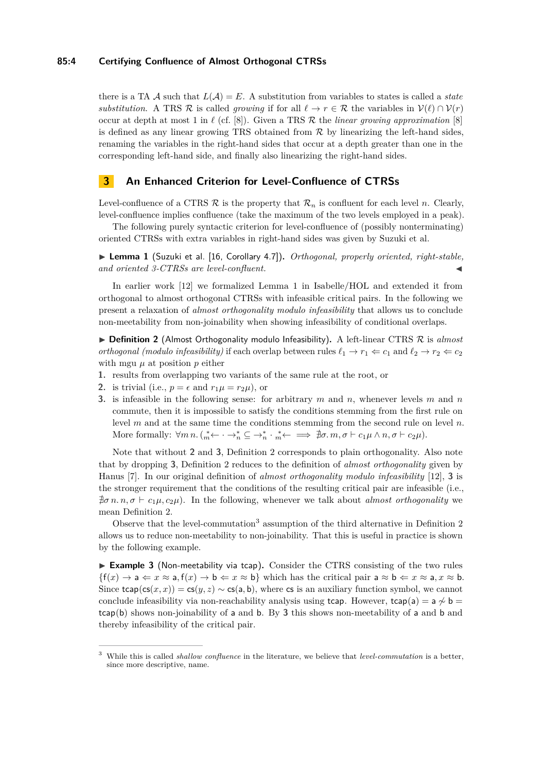there is a TA $\mathcal{A}$ such that $L(\mathcal{A}) = E$. A substitution from variables to states is called a *state substitution*. A TRS $\mathcal{R}$ is called *growing* if for all $\ell \to r \in \mathcal{R}$ the variables in $\mathcal{V}(\ell) \cap \mathcal{V}(r)$ occur at depth at most 1 in $\ell$ (cf. [8]). Given a TRS $\mathcal{R}$ the *linear growing approximation* [8] is defined as any linear growing TRS obtained from $\mathcal{R}$ by linearizing the left-hand sides, renaming the variables in the right-hand sides that occur at a depth greater than one in the corresponding left-hand side, and finally also linearizing the right-hand sides.

## 3 An Enhanced Criterion for Level-Confluence of CTRSs

Level-confluence of a CTRS $\mathcal{R}$ is the property that $\mathcal{R}_n$ is confluent for each level $n$. Clearly, level-confluence implies confluence (take the maximum of the two levels employed in a peak).

The following purely syntactic criterion for level-confluence of (possibly nonterminating) oriented CTRSs with extra variables in right-hand sides was given by Suzuki et al.

▶ **Lemma 1** (Suzuki et al. [16, Corollary 4.7]). *Orthogonal, properly oriented, right-stable, and oriented 3-CTRSs are level-confluent.* ◀

In earlier work [12] we formalized Lemma 1 in Isabelle/HOL and extended it from orthogonal to almost orthogonal CTRSs with infeasible critical pairs. In the following we present a relaxation of *almost orthogonality modulo infeasibility* that allows us to conclude non-meetability from non-joinability when showing infeasibility of conditional overlaps.

▶ **Definition 2** (Almost Orthogonality modulo Infeasibility). A left-linear CTRS $\mathcal{R}$ is *almost orthogonal (modulo infeasibility)* if each overlap between rules $\ell_1 \to r_1 \Leftarrow c_1$ and $\ell_2 \to r_2 \Leftarrow c_2$ with mgu $\mu$ at position $p$ either

1. results from overlapping two variants of the same rule at the root, or
2. is trivial (i.e., $p = \epsilon$ and $r_1\mu = r_2\mu$), or
3. is infeasible in the following sense: for arbitrary $m$ and $n$, whenever levels $m$ and $n$ commute, then it is impossible to satisfy the conditions stemming from the first rule on level $m$ and at the same time the conditions stemming from the second rule on level $n$. More formally: $\forall m\, n.\, ({}_m^*\!\!\leftarrow \cdot \to_n^* \subseteq \to_n^* \cdot {}_m^*\!\!\leftarrow \implies \nexists \sigma.\, m, \sigma \vdash c_1\mu \wedge n, \sigma \vdash c_2\mu)$.

Note that without **2** and **3**, Definition 2 corresponds to plain orthogonality. Also note that by dropping **3**, Definition 2 reduces to the definition of *almost orthogonality* given by Hanus [7]. In our original definition of *almost orthogonality modulo infeasibility* [12], **3** is the stronger requirement that the conditions of the resulting critical pair are infeasible (i.e., $\nexists\sigma\, n.\, n, \sigma \vdash c_1\mu, c_2\mu$). In the following, whenever we talk about *almost orthogonality* we mean Definition 2.

Observe that the level-commutation[3] assumption of the third alternative in Definition 2 allows us to reduce non-meetability to non-joinability. That this is useful in practice is shown by the following example.

▶ **Example 3** (Non-meetability via tcap). Consider the CTRS consisting of the two rules $\{\mathsf{f}(x) \to \mathsf{a} \Leftarrow x \approx \mathsf{a}, \mathsf{f}(x) \to \mathsf{b} \Leftarrow x \approx \mathsf{b}\}$ which has the critical pair $\mathsf{a} \approx \mathsf{b} \Leftarrow x \approx \mathsf{a}, x \approx \mathsf{b}$. Since $\mathsf{tcap}(\mathsf{cs}(x, x)) = \mathsf{cs}(y, z) \sim \mathsf{cs}(\mathsf{a}, \mathsf{b})$, where $\mathsf{cs}$ is an auxiliary function symbol, we cannot conclude infeasibility via non-reachability analysis using $\mathsf{tcap}$. However, $\mathsf{tcap}(\mathsf{a}) = \mathsf{a} \nsim \mathsf{b} = \mathsf{tcap}(\mathsf{b})$ shows non-joinability of $\mathsf{a}$ and $\mathsf{b}$. By **3** this shows non-meetability of $\mathsf{a}$ and $\mathsf{b}$ and thereby infeasibility of the critical pair.

[3] While this is called *shallow confluence* in the literature, we believe that *level-commutation* is a better, since more descriptive, name.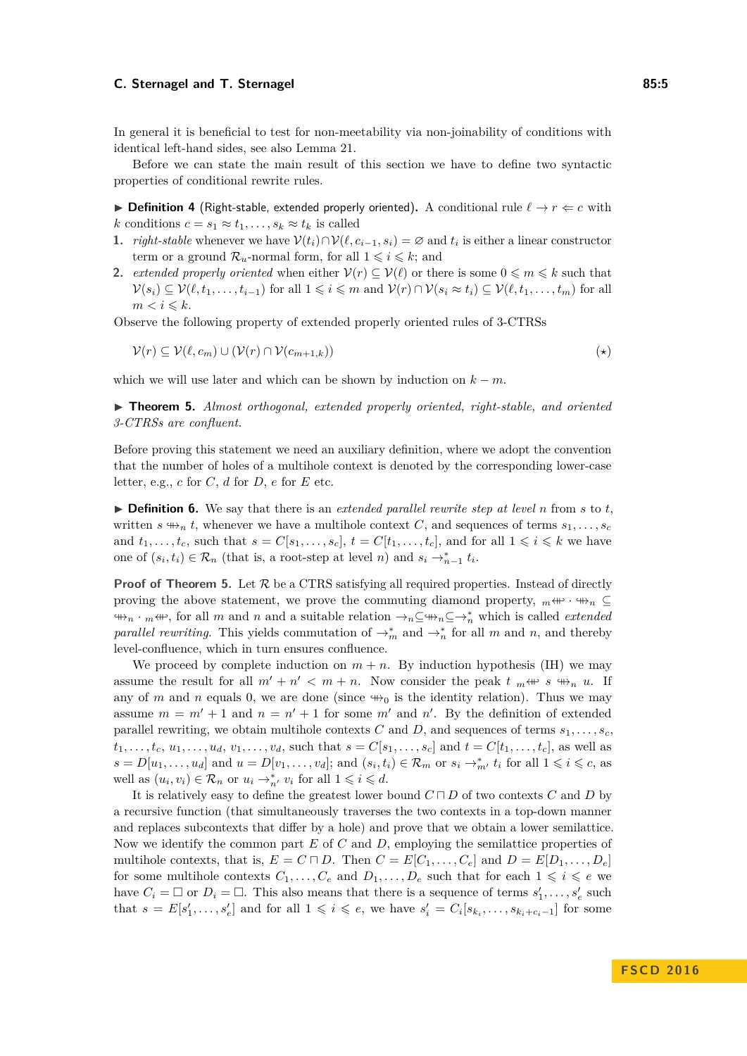In general it is beneficial to test for non-meetability via non-joinability of conditions with identical left-hand sides, see also Lemma 21.

Before we can state the main result of this section we have to define two syntactic properties of conditional rewrite rules.

▶ **Definition 4** (Right-stable, extended properly oriented). A conditional rule $\ell \to r \Leftarrow c$ with $k$ conditions $c = s_1 \approx t_1, \ldots, s_k \approx t_k$ is called

1. *right-stable* whenever we have $\mathcal{V}(t_i) \cap \mathcal{V}(\ell, c_{i-1}, s_i) = \varnothing$ and $t_i$ is either a linear constructor term or a ground $\mathcal{R}_u$-normal form, for all $1 \leqslant i \leqslant k$; and
2. *extended properly oriented* when either $\mathcal{V}(r) \subseteq \mathcal{V}(\ell)$ or there is some $0 \leqslant m \leqslant k$ such that $\mathcal{V}(s_i) \subseteq \mathcal{V}(\ell, t_1, \ldots, t_{i-1})$ for all $1 \leqslant i \leqslant m$ and $\mathcal{V}(r) \cap \mathcal{V}(s_i \approx t_i) \subseteq \mathcal{V}(\ell, t_1, \ldots, t_m)$ for all $m < i \leqslant k$.

Observe the following property of extended properly oriented rules of 3-CTRSs

$$\mathcal{V}(r) \subseteq \mathcal{V}(\ell, c_m) \cup (\mathcal{V}(r) \cap \mathcal{V}(c_{m+1,k})) \tag{$\star$}$$

which we will use later and which can be shown by induction on $k - m$.

▶ **Theorem 5.** *Almost orthogonal, extended properly oriented, right-stable, and oriented 3-CTRSs are confluent.*

Before proving this statement we need an auxiliary definition, where we adopt the convention that the number of holes of a multihole context is denoted by the corresponding lower-case letter, e.g., $c$ for $C$, $d$ for $D$, $e$ for $E$ etc.

▶ **Definition 6.** We say that there is an *extended parallel rewrite step at level* $n$ from $s$ to $t$, written $s \mathrel{+\!\!\!\!\!\!\twoheadrightarrow}_n t$, whenever we have a multihole context $C$, and sequences of terms $s_1, \ldots, s_c$ and $t_1, \ldots, t_c$, such that $s = C[s_1, \ldots, s_c]$, $t = C[t_1, \ldots, t_c]$, and for all $1 \leqslant i \leqslant k$ we have one of $(s_i, t_i) \in \mathcal{R}_n$ (that is, a root-step at level $n$) and $s_i \to^*_{n-1} t_i$.

**Proof of Theorem 5.** Let $\mathcal{R}$ be a CTRS satisfying all required properties. Instead of directly proving the above statement, we prove the commuting diamond property, ${}_m\!\twoheadleftarrow\!\!\!+ \cdot \mathrel{+\!\!\!\!\twoheadrightarrow}_n \subseteq \mathrel{+\!\!\!\!\twoheadrightarrow}_n \cdot {}_m\!\twoheadleftarrow\!\!\!+$, for all $m$ and $n$ and a suitable relation $\to_n \subseteq \mathrel{+\!\!\!\!\twoheadrightarrow}_n \subseteq \to^*_n$ which is called *extended parallel rewriting*. This yields commutation of $\to^*_m$ and $\to^*_n$ for all $m$ and $n$, and thereby level-confluence, which in turn ensures confluence.

We proceed by complete induction on $m + n$. By induction hypothesis (IH) we may assume the result for all $m' + n' < m + n$. Now consider the peak $t \;{}_m\!\twoheadleftarrow\!\!\!+\; s \mathrel{+\!\!\!\!\twoheadrightarrow}_n u$. If any of $m$ and $n$ equals 0, we are done (since $\mathrel{+\!\!\!\!\twoheadrightarrow}_0$ is the identity relation). Thus we may assume $m = m' + 1$ and $n = n' + 1$ for some $m'$ and $n'$. By the definition of extended parallel rewriting, we obtain multihole contexts $C$ and $D$, and sequences of terms $s_1, \ldots, s_c$, $t_1, \ldots, t_c$, $u_1, \ldots, u_d$, $v_1, \ldots, v_d$, such that $s = C[s_1, \ldots, s_c]$ and $t = C[t_1, \ldots, t_c]$, as well as $s = D[u_1, \ldots, u_d]$ and $u = D[v_1, \ldots, v_d]$; and $(s_i, t_i) \in \mathcal{R}_m$ or $s_i \to^*_{m'} t_i$ for all $1 \leqslant i \leqslant c$, as well as $(u_i, v_i) \in \mathcal{R}_n$ or $u_i \to^*_{n'} v_i$ for all $1 \leqslant i \leqslant d$.

It is relatively easy to define the greatest lower bound $C \sqcap D$ of two contexts $C$ and $D$ by a recursive function (that simultaneously traverses the two contexts in a top-down manner and replaces subcontexts that differ by a hole) and prove that we obtain a lower semilattice. Now we identify the common part $E$ of $C$ and $D$, employing the semilattice properties of multihole contexts, that is, $E = C \sqcap D$. Then $C = E[C_1, \ldots, C_e]$ and $D = E[D_1, \ldots, D_e]$ for some multihole contexts $C_1, \ldots, C_e$ and $D_1, \ldots, D_e$ such that for each $1 \leqslant i \leqslant e$ we have $C_i = \Box$ or $D_i = \Box$. This also means that there is a sequence of terms $s'_1, \ldots, s'_e$ such that $s = E[s'_1, \ldots, s'_e]$ and for all $1 \leqslant i \leqslant e$, we have $s'_i = C_i[s_{k_i}, \ldots, s_{k_i + c_i - 1}]$ for some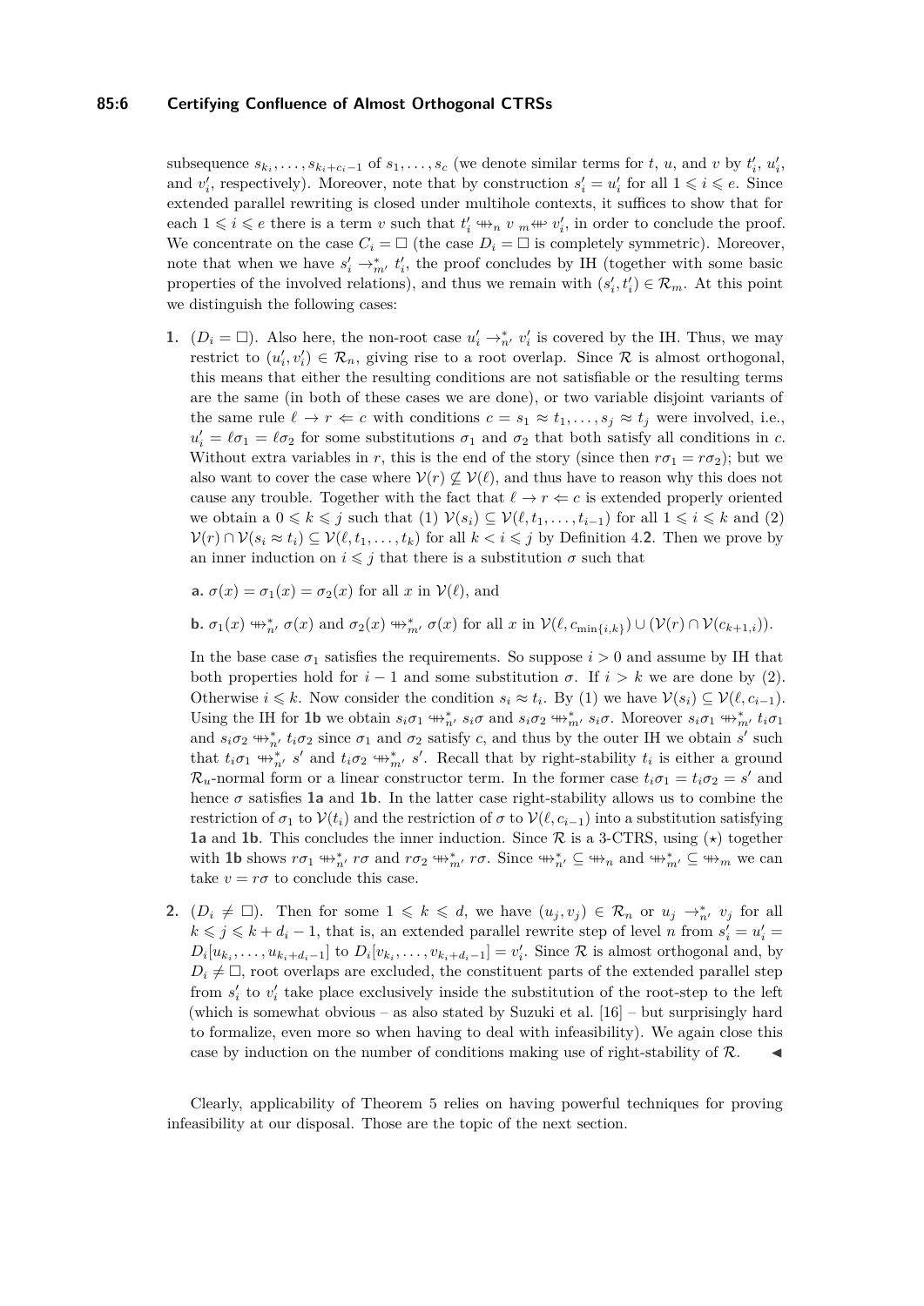subsequence $s_{k_i}, \ldots, s_{k_i+c_i-1}$ of $s_1, \ldots, s_c$ (we denote similar terms for $t$, $u$, and $v$ by $t_i'$, $u_i'$, and $v_i'$, respectively). Moreover, note that by construction $s_i' = u_i'$ for all $1 \leqslant i \leqslant e$. Since extended parallel rewriting is closed under multihole contexts, it suffices to show that for each $1 \leqslant i \leqslant e$ there is a term $v$ such that $t_i' \mathrel{+\!\!\!\!\!\twoheadrightarrow}_n v \ {}_m\!\!\mathrel{\twoheadleftarrow\!\!\!\!\!+} v_i'$, in order to conclude the proof. We concentrate on the case $C_i = \Box$ (the case $D_i = \Box$ is completely symmetric). Moreover, note that when we have $s_i' \to_{m'}^* t_i'$, the proof concludes by IH (together with some basic properties of the involved relations), and thus we remain with $(s_i', t_i') \in \mathcal{R}_m$. At this point we distinguish the following cases:

1. ($D_i = \Box$). Also here, the non-root case $u_i' \to_{n'}^* v_i'$ is covered by the IH. Thus, we may restrict to $(u_i', v_i') \in \mathcal{R}_n$, giving rise to a root overlap. Since $\mathcal{R}$ is almost orthogonal, this means that either the resulting conditions are not satisfiable or the resulting terms are the same (in both of these cases we are done), or two variable disjoint variants of the same rule $\ell \to r \Leftarrow c$ with conditions $c = s_1 \approx t_1, \ldots, s_j \approx t_j$ were involved, i.e., $u_i' = \ell\sigma_1 = \ell\sigma_2$ for some substitutions $\sigma_1$ and $\sigma_2$ that both satisfy all conditions in $c$. Without extra variables in $r$, this is the end of the story (since then $r\sigma_1 = r\sigma_2$); but we also want to cover the case where $\mathcal{V}(r) \nsubseteq \mathcal{V}(\ell)$, and thus have to reason why this does not cause any trouble. Together with the fact that $\ell \to r \Leftarrow c$ is extended properly oriented we obtain a $0 \leqslant k \leqslant j$ such that (1) $\mathcal{V}(s_i) \subseteq \mathcal{V}(\ell, t_1, \ldots, t_{i-1})$ for all $1 \leqslant i \leqslant k$ and (2) $\mathcal{V}(r) \cap \mathcal{V}(s_i \approx t_i) \subseteq \mathcal{V}(\ell, t_1, \ldots, t_k)$ for all $k < i \leqslant j$ by Definition 4.2. Then we prove by an inner induction on $i \leqslant j$ that there is a substitution $\sigma$ such that

   **a.** $\sigma(x) = \sigma_1(x) = \sigma_2(x)$ for all $x$ in $\mathcal{V}(\ell)$, and

   **b.** $\sigma_1(x) \mathrel{+\!\!\!\!\!\twoheadrightarrow}_{n'}^* \sigma(x)$ and $\sigma_2(x) \mathrel{+\!\!\!\!\!\twoheadrightarrow}_{m'}^* \sigma(x)$ for all $x$ in $\mathcal{V}(\ell, c_{\min\{i,k\}}) \cup (\mathcal{V}(r) \cap \mathcal{V}(c_{k+1,i}))$.

   In the base case $\sigma_1$ satisfies the requirements. So suppose $i > 0$ and assume by IH that both properties hold for $i - 1$ and some substitution $\sigma$. If $i > k$ we are done by (2). Otherwise $i \leqslant k$. Now consider the condition $s_i \approx t_i$. By (1) we have $\mathcal{V}(s_i) \subseteq \mathcal{V}(\ell, c_{i-1})$. Using the IH for **1b** we obtain $s_i\sigma_1 \mathrel{+\!\!\!\!\!\twoheadrightarrow}_{n'}^* s_i\sigma$ and $s_i\sigma_2 \mathrel{+\!\!\!\!\!\twoheadrightarrow}_{m'}^* s_i\sigma$. Moreover $s_i\sigma_1 \mathrel{+\!\!\!\!\!\twoheadrightarrow}_{m'}^* t_i\sigma_1$ and $s_i\sigma_2 \mathrel{+\!\!\!\!\!\twoheadrightarrow}_{n'}^* t_i\sigma_2$ since $\sigma_1$ and $\sigma_2$ satisfy $c$, and thus by the outer IH we obtain $s'$ such that $t_i\sigma_1 \mathrel{+\!\!\!\!\!\twoheadrightarrow}_{n'}^* s'$ and $t_i\sigma_2 \mathrel{+\!\!\!\!\!\twoheadrightarrow}_{m'}^* s'$. Recall that by right-stability $t_i$ is either a ground $\mathcal{R}_u$-normal form or a linear constructor term. In the former case $t_i\sigma_1 = t_i\sigma_2 = s'$ and hence $\sigma$ satisfies **1a** and **1b**. In the latter case right-stability allows us to combine the restriction of $\sigma_1$ to $\mathcal{V}(t_i)$ and the restriction of $\sigma$ to $\mathcal{V}(\ell, c_{i-1})$ into a substitution satisfying **1a** and **1b**. This concludes the inner induction. Since $\mathcal{R}$ is a 3-CTRS, using ($\star$) together with **1b** shows $r\sigma_1 \mathrel{+\!\!\!\!\!\twoheadrightarrow}_{n'}^* r\sigma$ and $r\sigma_2 \mathrel{+\!\!\!\!\!\twoheadrightarrow}_{m'}^* r\sigma$. Since $\mathrel{+\!\!\!\!\!\twoheadrightarrow}_{n'}^* \subseteq \mathrel{+\!\!\!\!\!\twoheadrightarrow}_n$ and $\mathrel{+\!\!\!\!\!\twoheadrightarrow}_{m'}^* \subseteq \mathrel{+\!\!\!\!\!\twoheadrightarrow}_m$ we can take $v = r\sigma$ to conclude this case.

2. ($D_i \neq \Box$). Then for some $1 \leqslant k \leqslant d$, we have $(u_j, v_j) \in \mathcal{R}_n$ or $u_j \to_{n'}^* v_j$ for all $k \leqslant j \leqslant k + d_i - 1$, that is, an extended parallel rewrite step of level $n$ from $s_i' = u_i' = D_i[u_{k_i}, \ldots, u_{k_i+d_i-1}]$ to $D_i[v_{k_i}, \ldots, v_{k_i+d_i-1}] = v_i'$. Since $\mathcal{R}$ is almost orthogonal and, by $D_i \neq \Box$, root overlaps are excluded, the constituent parts of the extended parallel step from $s_i'$ to $v_i'$ take place exclusively inside the substitution of the root-step to the left (which is somewhat obvious – as also stated by Suzuki et al. [16] – but surprisingly hard to formalize, even more so when having to deal with infeasibility). We again close this case by induction on the number of conditions making use of right-stability of $\mathcal{R}$. ◀

Clearly, applicability of Theorem 5 relies on having powerful techniques for proving infeasibility at our disposal. Those are the topic of the next section.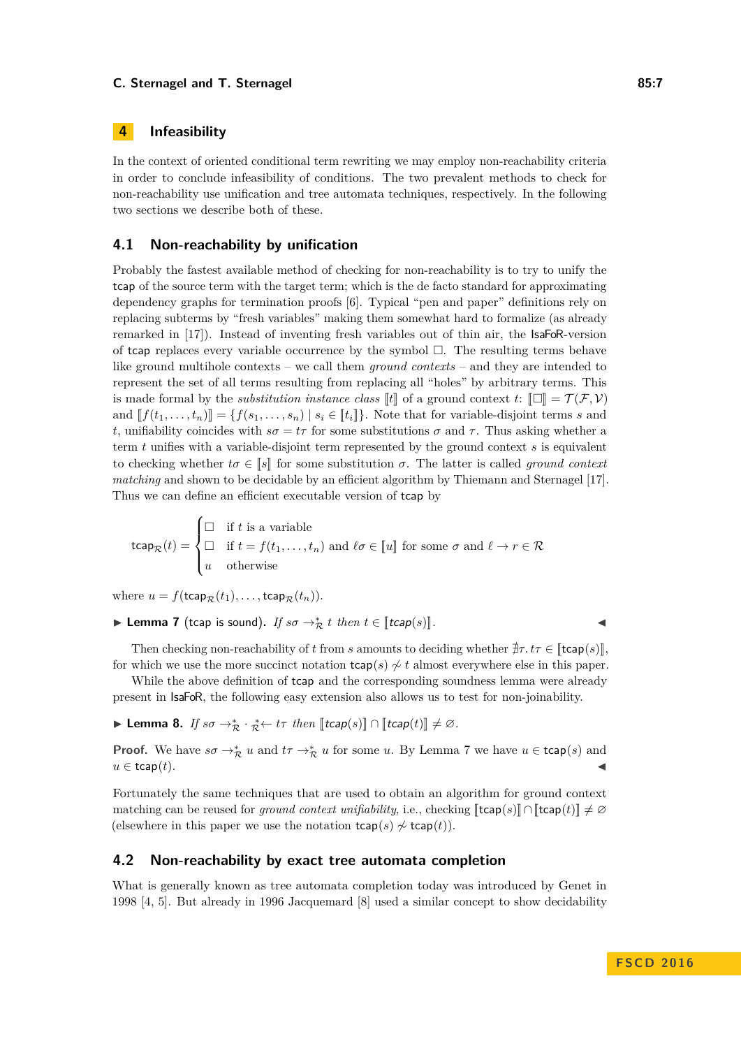## 4 Infeasibility

In the context of oriented conditional term rewriting we may employ non-reachability criteria in order to conclude infeasibility of conditions. The two prevalent methods to check for non-reachability use unification and tree automata techniques, respectively. In the following two sections we describe both of these.

### 4.1 Non-reachability by unification

Probably the fastest available method of checking for non-reachability is to try to unify the tcap of the source term with the target term; which is the de facto standard for approximating dependency graphs for termination proofs [6]. Typical "pen and paper" definitions rely on replacing subterms by "fresh variables" making them somewhat hard to formalize (as already remarked in [17]). Instead of inventing fresh variables out of thin air, the IsaFoR-version of tcap replaces every variable occurrence by the symbol $\square$. The resulting terms behave like ground multihole contexts – we call them *ground contexts* – and they are intended to represent the set of all terms resulting from replacing all "holes" by arbitrary terms. This is made formal by the *substitution instance class* $[\![t]\!]$ of a ground context $t$: $[\![\square]\!] = \mathcal{T}(\mathcal{F}, \mathcal{V})$ and $[\![f(t_1, \ldots, t_n)]\!] = \{f(s_1, \ldots, s_n) \mid s_i \in [\![t_i]\!]\}$. Note that for variable-disjoint terms $s$ and $t$, unifiability coincides with $s\sigma = t\tau$ for some substitutions $\sigma$ and $\tau$. Thus asking whether a term $t$ unifies with a variable-disjoint term represented by the ground context $s$ is equivalent to checking whether $t\sigma \in [\![s]\!]$ for some substitution $\sigma$. The latter is called *ground context matching* and shown to be decidable by an efficient algorithm by Thiemann and Sternagel [17]. Thus we can define an efficient executable version of tcap by

$$\mathsf{tcap}_{\mathcal{R}}(t) = \begin{cases} \square & \text{if } t \text{ is a variable} \\ \square & \text{if } t = f(t_1, \ldots, t_n) \text{ and } \ell\sigma \in [\![u]\!] \text{ for some } \sigma \text{ and } \ell \to r \in \mathcal{R} \\ u & \text{otherwise} \end{cases}$$

where $u = f(\mathsf{tcap}_{\mathcal{R}}(t_1), \ldots, \mathsf{tcap}_{\mathcal{R}}(t_n))$.

▶ **Lemma 7** (tcap is sound)**.** *If $s\sigma \to_{\mathcal{R}}^* t$ then $t \in [\![\mathsf{tcap}(s)]\!]$.* ◀

Then checking non-reachability of $t$ from $s$ amounts to deciding whether $\nexists \tau.\, t\tau \in [\![\mathsf{tcap}(s)]\!]$, for which we use the more succinct notation $\mathsf{tcap}(s) \not\sim t$ almost everywhere else in this paper.

While the above definition of tcap and the corresponding soundness lemma were already present in IsaFoR, the following easy extension also allows us to test for non-joinability.

▶ **Lemma 8.** *If $s\sigma \to_{\mathcal{R}}^* \cdot {}_{\mathcal{R}}^*\!\leftarrow t\tau$ then $[\![\mathsf{tcap}(s)]\!] \cap [\![\mathsf{tcap}(t)]\!] \neq \varnothing$.*

**Proof.** We have $s\sigma \to_{\mathcal{R}}^* u$ and $t\tau \to_{\mathcal{R}}^* u$ for some $u$. By Lemma 7 we have $u \in \mathsf{tcap}(s)$ and $u \in \mathsf{tcap}(t)$. ◀

Fortunately the same techniques that are used to obtain an algorithm for ground context matching can be reused for *ground context unifiability*, i.e., checking $[\![\mathsf{tcap}(s)]\!] \cap [\![\mathsf{tcap}(t)]\!] \neq \varnothing$ (elsewhere in this paper we use the notation $\mathsf{tcap}(s) \not\sim \mathsf{tcap}(t)$).

### 4.2 Non-reachability by exact tree automata completion

What is generally known as tree automata completion today was introduced by Genet in 1998 [4, 5]. But already in 1996 Jacquemard [8] used a similar concept to show decidability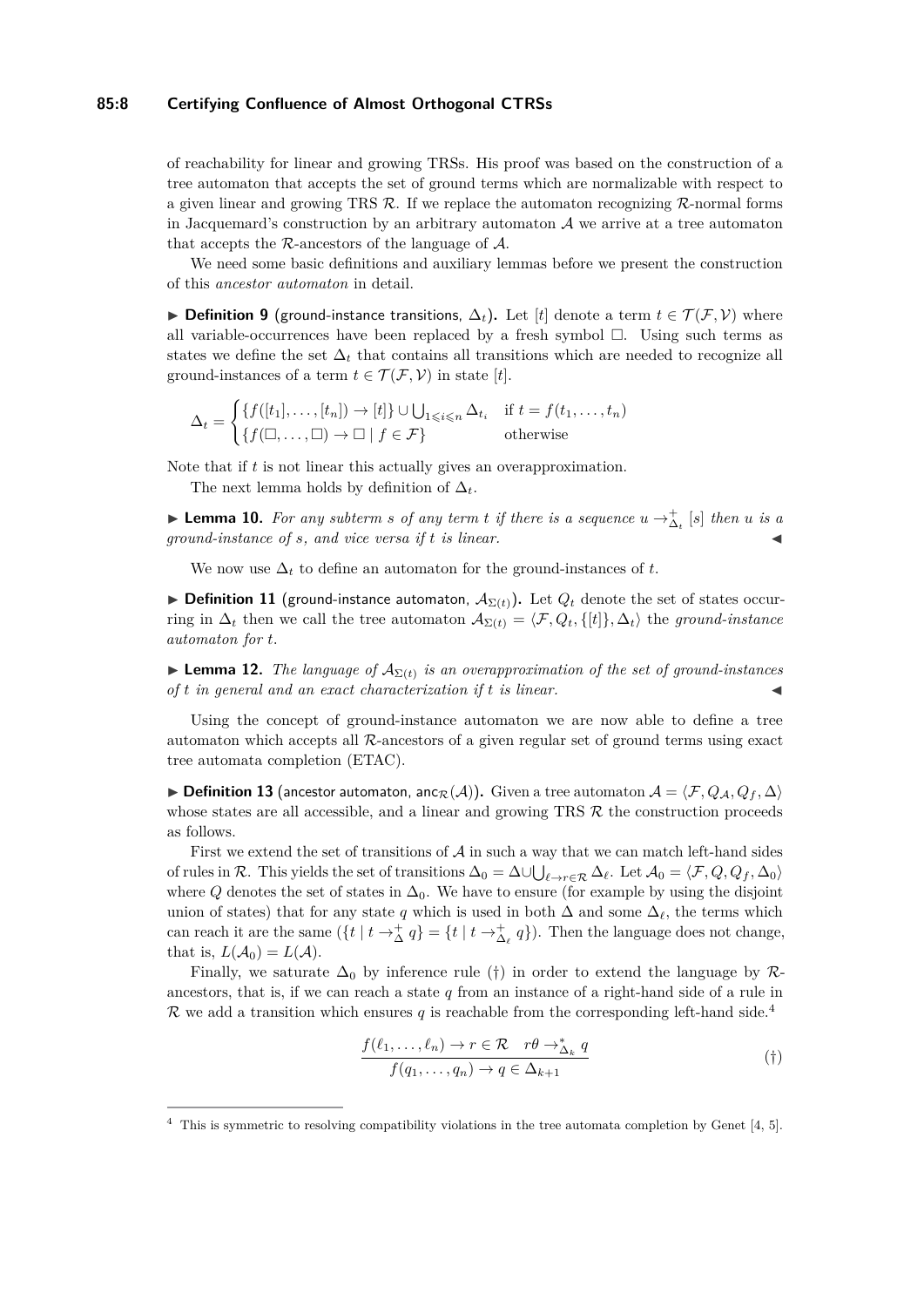of reachability for linear and growing TRSs. His proof was based on the construction of a tree automaton that accepts the set of ground terms which are normalizable with respect to a given linear and growing TRS $\mathcal{R}$. If we replace the automaton recognizing $\mathcal{R}$-normal forms in Jacquemard's construction by an arbitrary automaton $\mathcal{A}$ we arrive at a tree automaton that accepts the $\mathcal{R}$-ancestors of the language of $\mathcal{A}$.

We need some basic definitions and auxiliary lemmas before we present the construction of this *ancestor automaton* in detail.

▶ **Definition 9** (ground-instance transitions, $\Delta_t$). Let $[t]$ denote a term $t \in \mathcal{T}(\mathcal{F}, \mathcal{V})$ where all variable-occurrences have been replaced by a fresh symbol $\square$. Using such terms as states we define the set $\Delta_t$ that contains all transitions which are needed to recognize all ground-instances of a term $t \in \mathcal{T}(\mathcal{F}, \mathcal{V})$ in state $[t]$.

$$\Delta_t = \begin{cases} \{f([t_1], \ldots, [t_n]) \to [t]\} \cup \bigcup_{1 \leqslant i \leqslant n} \Delta_{t_i} & \text{if } t = f(t_1, \ldots, t_n) \\ \{f(\square, \ldots, \square) \to \square \mid f \in \mathcal{F}\} & \text{otherwise} \end{cases}$$

Note that if $t$ is not linear this actually gives an overapproximation.

The next lemma holds by definition of $\Delta_t$.

▶ **Lemma 10.** *For any subterm $s$ of any term $t$ if there is a sequence $u \to_{\Delta_t}^{+} [s]$ then $u$ is a ground-instance of $s$, and vice versa if $t$ is linear.* ◀

We now use $\Delta_t$ to define an automaton for the ground-instances of $t$.

▶ **Definition 11** (ground-instance automaton, $\mathcal{A}_{\Sigma(t)}$). Let $Q_t$ denote the set of states occurring in $\Delta_t$ then we call the tree automaton $\mathcal{A}_{\Sigma(t)} = \langle \mathcal{F}, Q_t, \{[t]\}, \Delta_t \rangle$ the *ground-instance automaton for $t$.*

▶ **Lemma 12.** *The language of $\mathcal{A}_{\Sigma(t)}$ is an overapproximation of the set of ground-instances of $t$ in general and an exact characterization if $t$ is linear.* ◀

Using the concept of ground-instance automaton we are now able to define a tree automaton which accepts all $\mathcal{R}$-ancestors of a given regular set of ground terms using exact tree automata completion (ETAC).

▶ **Definition 13** (ancestor automaton, $\mathsf{anc}_{\mathcal{R}}(\mathcal{A})$). Given a tree automaton $\mathcal{A} = \langle \mathcal{F}, Q_{\mathcal{A}}, Q_f, \Delta \rangle$ whose states are all accessible, and a linear and growing TRS $\mathcal{R}$ the construction proceeds as follows.

First we extend the set of transitions of $\mathcal{A}$ in such a way that we can match left-hand sides of rules in $\mathcal{R}$. This yields the set of transitions $\Delta_0 = \Delta \cup \bigcup_{\ell \to r \in \mathcal{R}} \Delta_\ell$. Let $\mathcal{A}_0 = \langle \mathcal{F}, Q, Q_f, \Delta_0 \rangle$ where $Q$ denotes the set of states in $\Delta_0$. We have to ensure (for example by using the disjoint union of states) that for any state $q$ which is used in both $\Delta$ and some $\Delta_\ell$, the terms which can reach it are the same ($\{t \mid t \to_{\Delta}^{+} q\} = \{t \mid t \to_{\Delta_\ell}^{+} q\}$). Then the language does not change, that is, $L(\mathcal{A}_0) = L(\mathcal{A})$.

Finally, we saturate $\Delta_0$ by inference rule (†) in order to extend the language by $\mathcal{R}$-ancestors, that is, if we can reach a state $q$ from an instance of a right-hand side of a rule in $\mathcal{R}$ we add a transition which ensures $q$ is reachable from the corresponding left-hand side.[4]

$$\frac{f(\ell_1, \ldots, \ell_n) \to r \in \mathcal{R} \quad r\theta \to_{\Delta_k}^{*} q}{f(q_1, \ldots, q_n) \to q \in \Delta_{k+1}} \tag{†}$$

---

[4] This is symmetric to resolving compatibility violations in the tree automata completion by Genet [4, 5].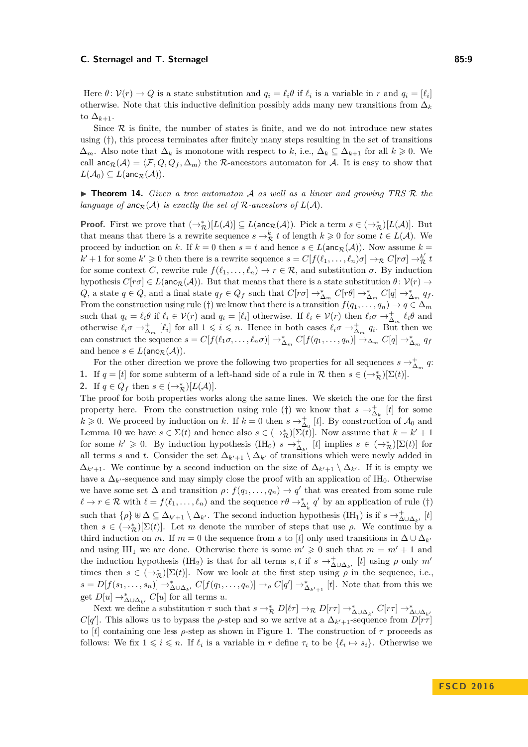Here $\theta\colon \mathcal{V}(r) \to Q$ is a state substitution and $q_i = \ell_i\theta$ if $\ell_i$ is a variable in $r$ and $q_i = [\ell_i]$ otherwise. Note that this inductive definition possibly adds many new transitions from $\Delta_k$ to $\Delta_{k+1}$.

Since $\mathcal{R}$ is finite, the number of states is finite, and we do not introduce new states using (†), this process terminates after finitely many steps resulting in the set of transitions $\Delta_m$. Also note that $\Delta_k$ is monotone with respect to $k$, i.e., $\Delta_k \subseteq \Delta_{k+1}$ for all $k \geqslant 0$. We call $\mathsf{anc}_{\mathcal{R}}(\mathcal{A}) = \langle \mathcal{F}, Q, Q_f, \Delta_m \rangle$ the $\mathcal{R}$-ancestors automaton for $\mathcal{A}$. It is easy to show that $L(\mathcal{A}_0) \subseteq L(\mathsf{anc}_{\mathcal{R}}(\mathcal{A}))$.

▶ **Theorem 14.** *Given a tree automaton $\mathcal{A}$ as well as a linear and growing TRS $\mathcal{R}$ the language of $\mathsf{anc}_{\mathcal{R}}(\mathcal{A})$ is exactly the set of $\mathcal{R}$-ancestors of $L(\mathcal{A})$.*

**Proof.** First we prove that $(\to_{\mathcal{R}}^{*})[L(\mathcal{A})] \subseteq L(\mathsf{anc}_{\mathcal{R}}(\mathcal{A}))$. Pick a term $s \in (\to_{\mathcal{R}}^{*})[L(\mathcal{A})]$. But that means that there is a rewrite sequence $s \to_{\mathcal{R}}^{k} t$ of length $k \geqslant 0$ for some $t \in L(\mathcal{A})$. We proceed by induction on $k$. If $k = 0$ then $s = t$ and hence $s \in L(\mathsf{anc}_{\mathcal{R}}(\mathcal{A}))$. Now assume $k = k' + 1$ for some $k' \geqslant 0$ then there is a rewrite sequence $s = C[f(\ell_1, \ldots, \ell_n)\sigma] \to_{\mathcal{R}} C[r\sigma] \to_{\mathcal{R}}^{k'} t$ for some context $C$, rewrite rule $f(\ell_1, \ldots, \ell_n) \to r \in \mathcal{R}$, and substitution $\sigma$. By induction hypothesis $C[r\sigma] \in L(\mathsf{anc}_{\mathcal{R}}(\mathcal{A}))$. But that means that there is a state substitution $\theta\colon \mathcal{V}(r) \to Q$, a state $q \in Q$, and a final state $q_f \in Q_f$ such that $C[r\sigma] \to_{\Delta_m}^{*} C[r\theta] \to_{\Delta_m}^{*} C[q] \to_{\Delta_m}^{*} q_f$. From the construction using rule (†) we know that there is a transition $f(q_1, \ldots, q_n) \to q \in \Delta_m$ such that $q_i = \ell_i\theta$ if $\ell_i \in \mathcal{V}(r)$ and $q_i = [\ell_i]$ otherwise. If $\ell_i \in \mathcal{V}(r)$ then $\ell_i\sigma \to_{\Delta_m}^{+} \ell_i\theta$ and otherwise $\ell_i\sigma \to_{\Delta_m}^{+} [\ell_i]$ for all $1 \leqslant i \leqslant n$. Hence in both cases $\ell_i\sigma \to_{\Delta_m}^{+} q_i$. But then we can construct the sequence $s = C[f(\ell_1\sigma, \ldots, \ell_n\sigma)] \to_{\Delta_m}^{*} C[f(q_1, \ldots, q_n)] \to_{\Delta_m} C[q] \to_{\Delta_m}^{*} q_f$ and hence $s \in L(\mathsf{anc}_{\mathcal{R}}(\mathcal{A}))$.

For the other direction we prove the following two properties for all sequences $s \to_{\Delta_m}^{+} q$:

1. If $q = [t]$ for some subterm of a left-hand side of a rule in $\mathcal{R}$ then $s \in (\to_{\mathcal{R}}^{*})[\Sigma(t)]$.
2. If $q \in Q_f$ then $s \in (\to_{\mathcal{R}}^{*})[L(\mathcal{A})]$.

The proof for both properties works along the same lines. We sketch the one for the first property here. From the construction using rule (†) we know that $s \to_{\Delta_k}^{+} [t]$ for some $k \geqslant 0$. We proceed by induction on $k$. If $k = 0$ then $s \to_{\Delta_0}^{+} [t]$. By construction of $\mathcal{A}_0$ and Lemma 10 we have $s \in \Sigma(t)$ and hence also $s \in (\to_{\mathcal{R}}^{*})[\Sigma(t)]$. Now assume that $k = k' + 1$ for some $k' \geqslant 0$. By induction hypothesis ($\text{IH}_0$) $s \to_{\Delta_{k'}}^{+} [t]$ implies $s \in (\to_{\mathcal{R}}^{*})[\Sigma(t)]$ for all terms $s$ and $t$. Consider the set $\Delta_{k'+1} \setminus \Delta_{k'}$ of transitions which were newly added in $\Delta_{k'+1}$. We continue by a second induction on the size of $\Delta_{k'+1} \setminus \Delta_{k'}$. If it is empty we have a $\Delta_{k'}$-sequence and may simply close the proof with an application of $\text{IH}_0$. Otherwise we have some set $\Delta$ and transition $\rho\colon f(q_1, \ldots, q_n) \to q'$ that was created from some rule $\ell \to r \in \mathcal{R}$ with $\ell = f(\ell_1, \ldots, \ell_n)$ and the sequence $r\theta \to_{\Delta_k'}^{*} q'$ by an application of rule (†) such that $\{\rho\} \uplus \Delta \subseteq \Delta_{k'+1} \setminus \Delta_{k'}$. The second induction hypothesis ($\text{IH}_1$) is if $s \to_{\Delta \cup \Delta_{k'}}^{+} [t]$ then $s \in (\to_{\mathcal{R}}^{*})[\Sigma(t)]$. Let $m$ denote the number of steps that use $\rho$. We continue by a third induction on $m$. If $m = 0$ the sequence from $s$ to $[t]$ only used transitions in $\Delta \cup \Delta_{k'}$ and using $\text{IH}_1$ we are done. Otherwise there is some $m' \geqslant 0$ such that $m = m' + 1$ and the induction hypothesis ($\text{IH}_2$) is that for all terms $s, t$ if $s \to_{\Delta \cup \Delta_{k'}}^{+} [t]$ using $\rho$ only $m'$ times then $s \in (\to_{\mathcal{R}}^{*})[\Sigma(t)]$. Now we look at the first step using $\rho$ in the sequence, i.e., $s = D[f(s_1, \ldots, s_n)] \to_{\Delta \cup \Delta_{k'}}^{*} C[f(q_1, \ldots, q_n)] \to_{\rho} C[q'] \to_{\Delta_{k'+1}}^{*} [t]$. Note that from this we get $D[u] \to_{\Delta \cup \Delta_{k'}}^{*} C[u]$ for all terms $u$.

Next we define a substitution $\tau$ such that $s \to_{\mathcal{R}}^{*} D[\ell\tau] \to_{\mathcal{R}} D[r\tau] \to_{\Delta \cup \Delta_{k'}}^{*} C[r\tau] \to_{\Delta \cup \Delta_{k'}}^{*} C[q']$. This allows us to bypass the $\rho$-step and so we arrive at a $\Delta_{k'+1}$-sequence from $D[r\tau]$ to $[t]$ containing one less $\rho$-step as shown in Figure 1. The construction of $\tau$ proceeds as follows: We fix $1 \leqslant i \leqslant n$. If $\ell_i$ is a variable in $r$ define $\tau_i$ to be $\{\ell_i \mapsto s_i\}$. Otherwise we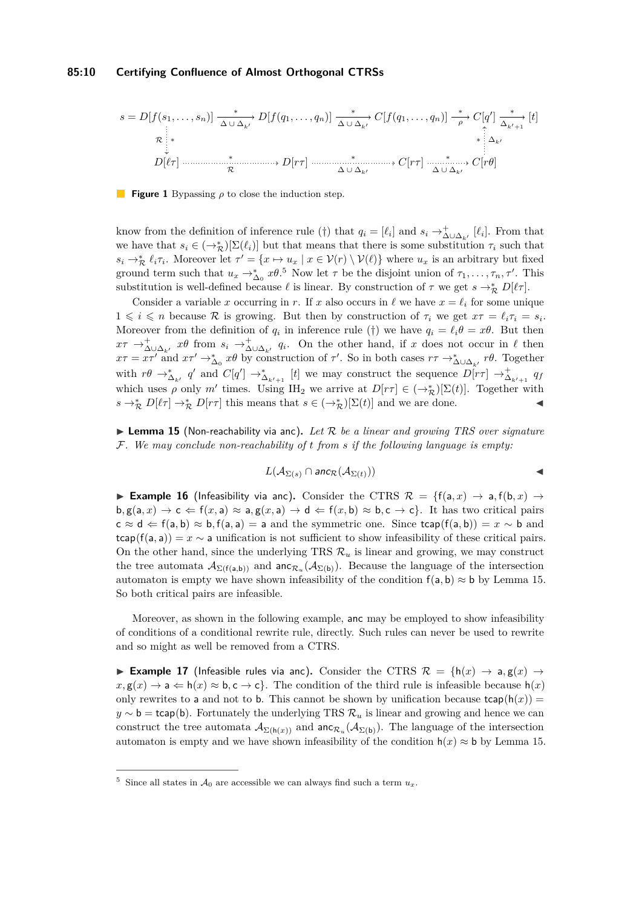$$
\begin{array}{ccccccccc}
s = D[f(s_1,\ldots,s_n)] & \xrightarrow[\Delta\cup\Delta_{k'}]{*} & D[f(q_1,\ldots,q_n)] & \xrightarrow[\Delta\cup\Delta_{k'}]{*} & C[f(q_1,\ldots,q_n)] & \xrightarrow[\rho]{*} & C[q'] & \xrightarrow[\Delta_{k'+1}]{*} & [t] \\
\mathcal{R}\ \vdots\ * & & & & & & *\ \vdots\ \Delta_{k'} & & \\
D[\ell\tau] & \xrightarrow[\mathcal{R}]{*} & D[r\tau] & \xrightarrow[\Delta\cup\Delta_{k'}]{*} & C[r\tau] & \xrightarrow[\Delta\cup\Delta_{k'}]{*} & C[r\theta] & &
\end{array}
$$

**Figure 1** Bypassing $\rho$ to close the induction step.

know from the definition of inference rule (†) that $q_i = [\ell_i]$ and $s_i \to^+_{\Delta\cup\Delta_{k'}} [\ell_i]$. From that we have that $s_i \in (\to^*_{\mathcal{R}})[\Sigma(\ell_i)]$ but that means that there is some substitution $\tau_i$ such that $s_i \to^*_{\mathcal{R}} \ell_i\tau_i$. Moreover let $\tau' = \{x \mapsto u_x \mid x \in \mathcal{V}(r) \setminus \mathcal{V}(\ell)\}$ where $u_x$ is an arbitrary but fixed ground term such that $u_x \to^*_{\Delta_0} x\theta$.[5] Now let $\tau$ be the disjoint union of $\tau_1,\ldots,\tau_n,\tau'$. This substitution is well-defined because $\ell$ is linear. By construction of $\tau$ we get $s \to^*_{\mathcal{R}} D[\ell\tau]$.

Consider a variable $x$ occurring in $r$. If $x$ also occurs in $\ell$ we have $x = \ell_i$ for some unique $1 \leqslant i \leqslant n$ because $\mathcal{R}$ is growing. But then by construction of $\tau_i$ we get $x\tau = \ell_i\tau_i = s_i$. Moreover from the definition of $q_i$ in inference rule (†) we have $q_i = \ell_i\theta = x\theta$. But then $x\tau \to^+_{\Delta\cup\Delta_{k'}} x\theta$ from $s_i \to^+_{\Delta\cup\Delta_{k'}} q_i$. On the other hand, if $x$ does not occur in $\ell$ then $x\tau = x\tau'$ and $x\tau' \to^*_{\Delta_0} x\theta$ by construction of $\tau'$. So in both cases $r\tau \to^*_{\Delta\cup\Delta_{k'}} r\theta$. Together with $r\theta \to^*_{\Delta_{k'}} q'$ and $C[q'] \to^*_{\Delta_{k'+1}} [t]$ we may construct the sequence $D[r\tau] \to^+_{\Delta_{k'+1}} q_f$ which uses $\rho$ only $m'$ times. Using IH$_2$ we arrive at $D[r\tau] \in (\to^*_{\mathcal{R}})[\Sigma(t)]$. Together with $s \to^*_{\mathcal{R}} D[\ell\tau] \to^*_{\mathcal{R}} D[r\tau]$ this means that $s \in (\to^*_{\mathcal{R}})[\Sigma(t)]$ and we are done. ◀

▶ **Lemma 15** (Non-reachability via anc). *Let $\mathcal{R}$ be a linear and growing TRS over signature $\mathcal{F}$. We may conclude non-reachability of $t$ from $s$ if the following language is empty:*

$$L(\mathcal{A}_{\Sigma(s)} \cap \mathsf{anc}_{\mathcal{R}}(\mathcal{A}_{\Sigma(t)}))$$ ◀

▶ **Example 16** (Infeasibility via anc). Consider the CTRS $\mathcal{R} = \{\mathsf{f}(\mathsf{a},x) \to \mathsf{a}, \mathsf{f}(\mathsf{b},x) \to \mathsf{b}, \mathsf{g}(\mathsf{a},x) \to \mathsf{c} \Leftarrow \mathsf{f}(x,\mathsf{a}) \approx \mathsf{a}, \mathsf{g}(x,\mathsf{a}) \to \mathsf{d} \Leftarrow \mathsf{f}(x,\mathsf{b}) \approx \mathsf{b}, \mathsf{c} \to \mathsf{c}\}$. It has two critical pairs $\mathsf{c} \approx \mathsf{d} \Leftarrow \mathsf{f}(\mathsf{a},\mathsf{b}) \approx \mathsf{b}, \mathsf{f}(\mathsf{a},\mathsf{a}) = \mathsf{a}$ and the symmetric one. Since $\mathsf{tcap}(\mathsf{f}(\mathsf{a},\mathsf{b})) = x \sim \mathsf{b}$ and $\mathsf{tcap}(\mathsf{f}(\mathsf{a},\mathsf{a})) = x \sim \mathsf{a}$ unification is not sufficient to show infeasibility of these critical pairs. On the other hand, since the underlying TRS $\mathcal{R}_u$ is linear and growing, we may construct the tree automata $\mathcal{A}_{\Sigma(\mathsf{f}(\mathsf{a},\mathsf{b}))}$ and $\mathsf{anc}_{\mathcal{R}_u}(\mathcal{A}_{\Sigma(\mathsf{b})})$. Because the language of the intersection automaton is empty we have shown infeasibility of the condition $\mathsf{f}(\mathsf{a},\mathsf{b}) \approx \mathsf{b}$ by Lemma 15. So both critical pairs are infeasible.

Moreover, as shown in the following example, anc may be employed to show infeasibility of conditions of a conditional rewrite rule, directly. Such rules can never be used to rewrite and so might as well be removed from a CTRS.

▶ **Example 17** (Infeasible rules via anc). Consider the CTRS $\mathcal{R} = \{\mathsf{h}(x) \to \mathsf{a}, \mathsf{g}(x) \to x, \mathsf{g}(x) \to \mathsf{a} \Leftarrow \mathsf{h}(x) \approx \mathsf{b}, \mathsf{c} \to \mathsf{c}\}$. The condition of the third rule is infeasible because $\mathsf{h}(x)$ only rewrites to $\mathsf{a}$ and not to $\mathsf{b}$. This cannot be shown by unification because $\mathsf{tcap}(\mathsf{h}(x)) = y \sim \mathsf{b} = \mathsf{tcap}(\mathsf{b})$. Fortunately the underlying TRS $\mathcal{R}_u$ is linear and growing and hence we can construct the tree automata $\mathcal{A}_{\Sigma(\mathsf{h}(x))}$ and $\mathsf{anc}_{\mathcal{R}_u}(\mathcal{A}_{\Sigma(\mathsf{b})})$. The language of the intersection automaton is empty and we have shown infeasibility of the condition $\mathsf{h}(x) \approx \mathsf{b}$ by Lemma 15.

[5] Since all states in $\mathcal{A}_0$ are accessible we can always find such a term $u_x$.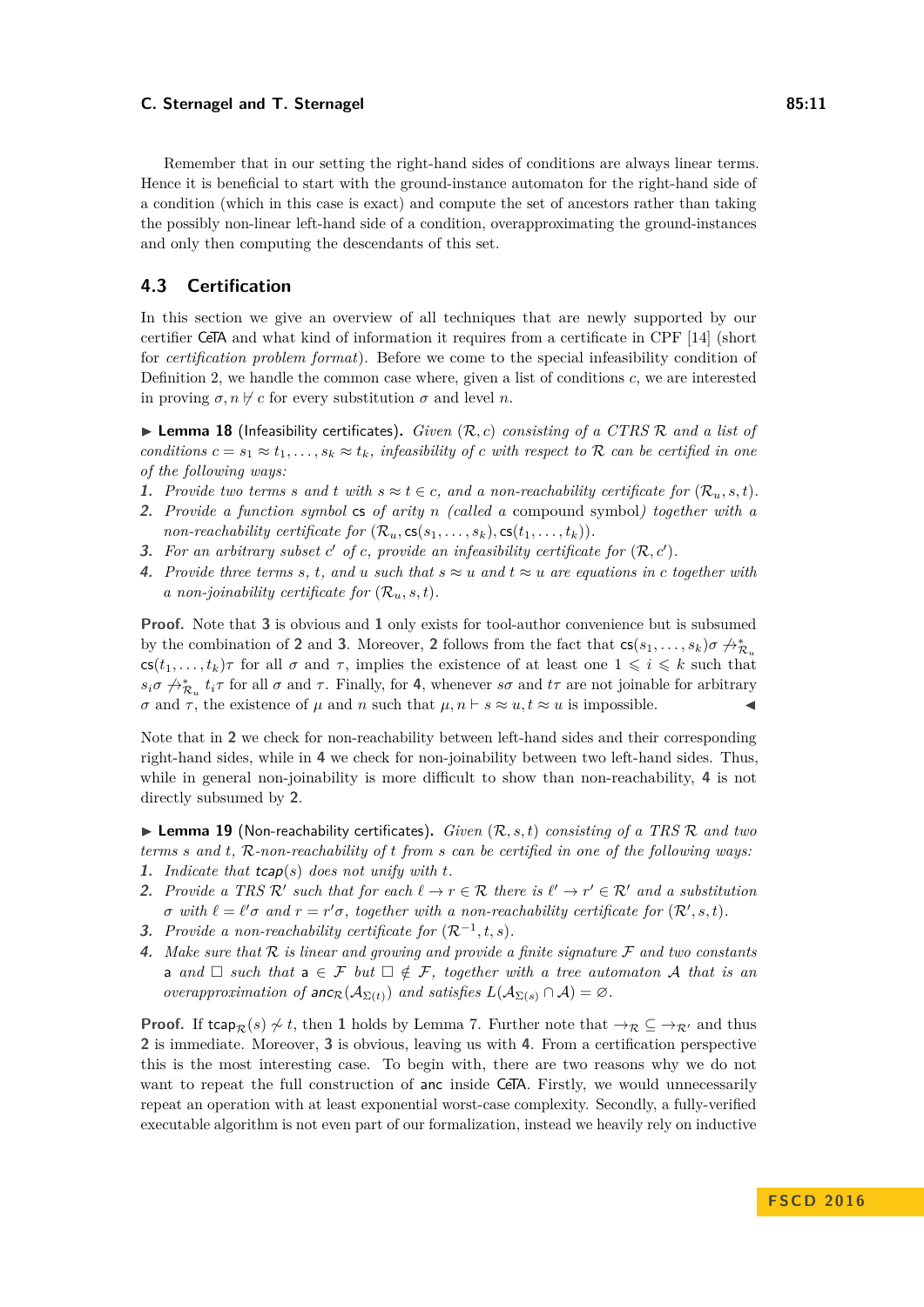Remember that in our setting the right-hand sides of conditions are always linear terms. Hence it is beneficial to start with the ground-instance automaton for the right-hand side of a condition (which in this case is exact) and compute the set of ancestors rather than taking the possibly non-linear left-hand side of a condition, overapproximating the ground-instances and only then computing the descendants of this set.

## 4.3 Certification

In this section we give an overview of all techniques that are newly supported by our certifier CeTA and what kind of information it requires from a certificate in CPF [14] (short for *certification problem format*). Before we come to the special infeasibility condition of Definition 2, we handle the common case where, given a list of conditions $c$, we are interested in proving $\sigma, n \nvdash c$ for every substitution $\sigma$ and level $n$.

▶ **Lemma 18** (Infeasibility certificates). *Given $(\mathcal{R}, c)$ consisting of a CTRS $\mathcal{R}$ and a list of conditions $c = s_1 \approx t_1, \ldots, s_k \approx t_k$, infeasibility of $c$ with respect to $\mathcal{R}$ can be certified in one of the following ways:*

1. *Provide two terms $s$ and $t$ with $s \approx t \in c$, and a non-reachability certificate for $(\mathcal{R}_u, s, t)$.*
2. *Provide a function symbol $\mathsf{cs}$ of arity $n$ (called a* compound symbol*) together with a non-reachability certificate for $(\mathcal{R}_u, \mathsf{cs}(s_1, \ldots, s_k), \mathsf{cs}(t_1, \ldots, t_k))$.*
3. *For an arbitrary subset $c'$ of $c$, provide an infeasibility certificate for $(\mathcal{R}, c')$.*
4. *Provide three terms $s$, $t$, and $u$ such that $s \approx u$ and $t \approx u$ are equations in $c$ together with a non-joinability certificate for $(\mathcal{R}_u, s, t)$.*

**Proof.** Note that **3** is obvious and **1** only exists for tool-author convenience but is subsumed by the combination of **2** and **3**. Moreover, **2** follows from the fact that $\mathsf{cs}(s_1, \ldots, s_k)\sigma \nrightarrow^*_{\mathcal{R}_u} \mathsf{cs}(t_1, \ldots, t_k)\tau$ for all $\sigma$ and $\tau$, implies the existence of at least one $1 \leqslant i \leqslant k$ such that $s_i\sigma \nrightarrow^*_{\mathcal{R}_u} t_i\tau$ for all $\sigma$ and $\tau$. Finally, for **4**, whenever $s\sigma$ and $t\tau$ are not joinable for arbitrary $\sigma$ and $\tau$, the existence of $\mu$ and $n$ such that $\mu, n \vdash s \approx u, t \approx u$ is impossible. ◀

Note that in **2** we check for non-reachability between left-hand sides and their corresponding right-hand sides, while in **4** we check for non-joinability between two left-hand sides. Thus, while in general non-joinability is more difficult to show than non-reachability, **4** is not directly subsumed by **2**.

▶ **Lemma 19** (Non-reachability certificates). *Given $(\mathcal{R}, s, t)$ consisting of a TRS $\mathcal{R}$ and two terms $s$ and $t$, $\mathcal{R}$-non-reachability of $t$ from $s$ can be certified in one of the following ways:*

1. *Indicate that $\mathsf{tcap}(s)$ does not unify with $t$.*
2. *Provide a TRS $\mathcal{R}'$ such that for each $\ell \to r \in \mathcal{R}$ there is $\ell' \to r' \in \mathcal{R}'$ and a substitution $\sigma$ with $\ell = \ell'\sigma$ and $r = r'\sigma$, together with a non-reachability certificate for $(\mathcal{R}', s, t)$.*
3. *Provide a non-reachability certificate for $(\mathcal{R}^{-1}, t, s)$.*
4. *Make sure that $\mathcal{R}$ is linear and growing and provide a finite signature $\mathcal{F}$ and two constants $\mathsf{a}$ and $\square$ such that $\mathsf{a} \in \mathcal{F}$ but $\square \notin \mathcal{F}$, together with a tree automaton $\mathcal{A}$ that is an overapproximation of $\mathsf{anc}_{\mathcal{R}}(\mathcal{A}_{\Sigma(t)})$ and satisfies $L(\mathcal{A}_{\Sigma(s)} \cap \mathcal{A}) = \varnothing$.*

**Proof.** If $\mathsf{tcap}_{\mathcal{R}}(s) \not\sim t$, then **1** holds by Lemma 7. Further note that $\to_{\mathcal{R}} \subseteq \to_{\mathcal{R}'}$ and thus **2** is immediate. Moreover, **3** is obvious, leaving us with **4**. From a certification perspective this is the most interesting case. To begin with, there are two reasons why we do not want to repeat the full construction of $\mathsf{anc}$ inside CeTA. Firstly, we would unnecessarily repeat an operation with at least exponential worst-case complexity. Secondly, a fully-verified executable algorithm is not even part of our formalization, instead we heavily rely on inductive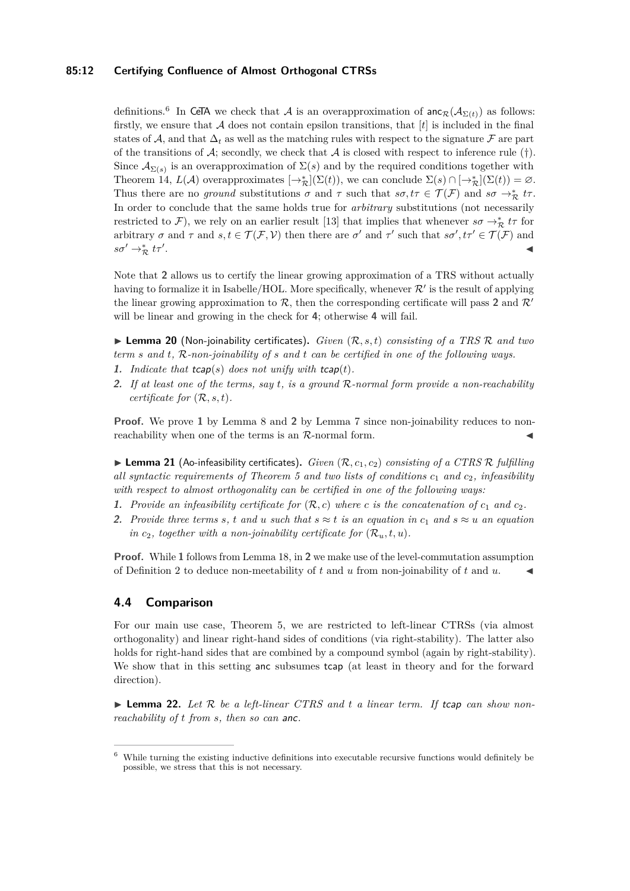definitions.[6] In CeTA we check that $\mathcal{A}$ is an overapproximation of $\mathsf{anc}_{\mathcal{R}}(\mathcal{A}_{\Sigma(t)})$ as follows: firstly, we ensure that $\mathcal{A}$ does not contain epsilon transitions, that $[t]$ is included in the final states of $\mathcal{A}$, and that $\Delta_t$ as well as the matching rules with respect to the signature $\mathcal{F}$ are part of the transitions of $\mathcal{A}$; secondly, we check that $\mathcal{A}$ is closed with respect to inference rule (†). Since $\mathcal{A}_{\Sigma(s)}$ is an overapproximation of $\Sigma(s)$ and by the required conditions together with Theorem 14, $L(\mathcal{A})$ overapproximates $[\to_{\mathcal{R}}^*](\Sigma(t))$, we can conclude $\Sigma(s) \cap [\to_{\mathcal{R}}^*](\Sigma(t)) = \varnothing$. Thus there are no *ground* substitutions $\sigma$ and $\tau$ such that $s\sigma, t\tau \in \mathcal{T}(\mathcal{F})$ and $s\sigma \to_{\mathcal{R}}^* t\tau$. In order to conclude that the same holds true for *arbitrary* substitutions (not necessarily restricted to $\mathcal{F}$), we rely on an earlier result [13] that implies that whenever $s\sigma \to_{\mathcal{R}}^* t\tau$ for arbitrary $\sigma$ and $\tau$ and $s, t \in \mathcal{T}(\mathcal{F}, \mathcal{V})$ then there are $\sigma'$ and $\tau'$ such that $s\sigma', t\tau' \in \mathcal{T}(\mathcal{F})$ and $s\sigma' \to_{\mathcal{R}}^* t\tau'$. ◀

Note that **2** allows us to certify the linear growing approximation of a TRS without actually having to formalize it in Isabelle/HOL. More specifically, whenever $\mathcal{R}'$ is the result of applying the linear growing approximation to $\mathcal{R}$, then the corresponding certificate will pass **2** and $\mathcal{R}'$ will be linear and growing in the check for **4**; otherwise **4** will fail.

▶ **Lemma 20** (Non-joinability certificates). *Given $(\mathcal{R}, s, t)$ consisting of a TRS $\mathcal{R}$ and two term $s$ and $t$, $\mathcal{R}$-non-joinability of $s$ and $t$ can be certified in one of the following ways.*

1. *Indicate that $\mathsf{tcap}(s)$ does not unify with $\mathsf{tcap}(t)$.*
2. *If at least one of the terms, say $t$, is a ground $\mathcal{R}$-normal form provide a non-reachability certificate for $(\mathcal{R}, s, t)$.*

**Proof.** We prove **1** by Lemma 8 and **2** by Lemma 7 since non-joinability reduces to non-reachability when one of the terms is an $\mathcal{R}$-normal form. ◀

▶ **Lemma 21** (Ao-infeasibility certificates). *Given $(\mathcal{R}, c_1, c_2)$ consisting of a CTRS $\mathcal{R}$ fulfilling all syntactic requirements of Theorem 5 and two lists of conditions $c_1$ and $c_2$, infeasibility with respect to almost orthogonality can be certified in one of the following ways:*

1. *Provide an infeasibility certificate for $(\mathcal{R}, c)$ where $c$ is the concatenation of $c_1$ and $c_2$.*
2. *Provide three terms $s$, $t$ and $u$ such that $s \approx t$ is an equation in $c_1$ and $s \approx u$ an equation in $c_2$, together with a non-joinability certificate for $(\mathcal{R}_u, t, u)$.*

**Proof.** While **1** follows from Lemma 18, in **2** we make use of the level-commutation assumption of Definition 2 to deduce non-meetability of $t$ and $u$ from non-joinability of $t$ and $u$. ◀

## 4.4 Comparison

For our main use case, Theorem 5, we are restricted to left-linear CTRSs (via almost orthogonality) and linear right-hand sides of conditions (via right-stability). The latter also holds for right-hand sides that are combined by a compound symbol (again by right-stability). We show that in this setting anc subsumes tcap (at least in theory and for the forward direction).

▶ **Lemma 22.** *Let $\mathcal{R}$ be a left-linear CTRS and $t$ a linear term. If $\mathsf{tcap}$ can show non-reachability of $t$ from $s$, then so can $\mathsf{anc}$.*

[6] While turning the existing inductive definitions into executable recursive functions would definitely be possible, we stress that this is not necessary.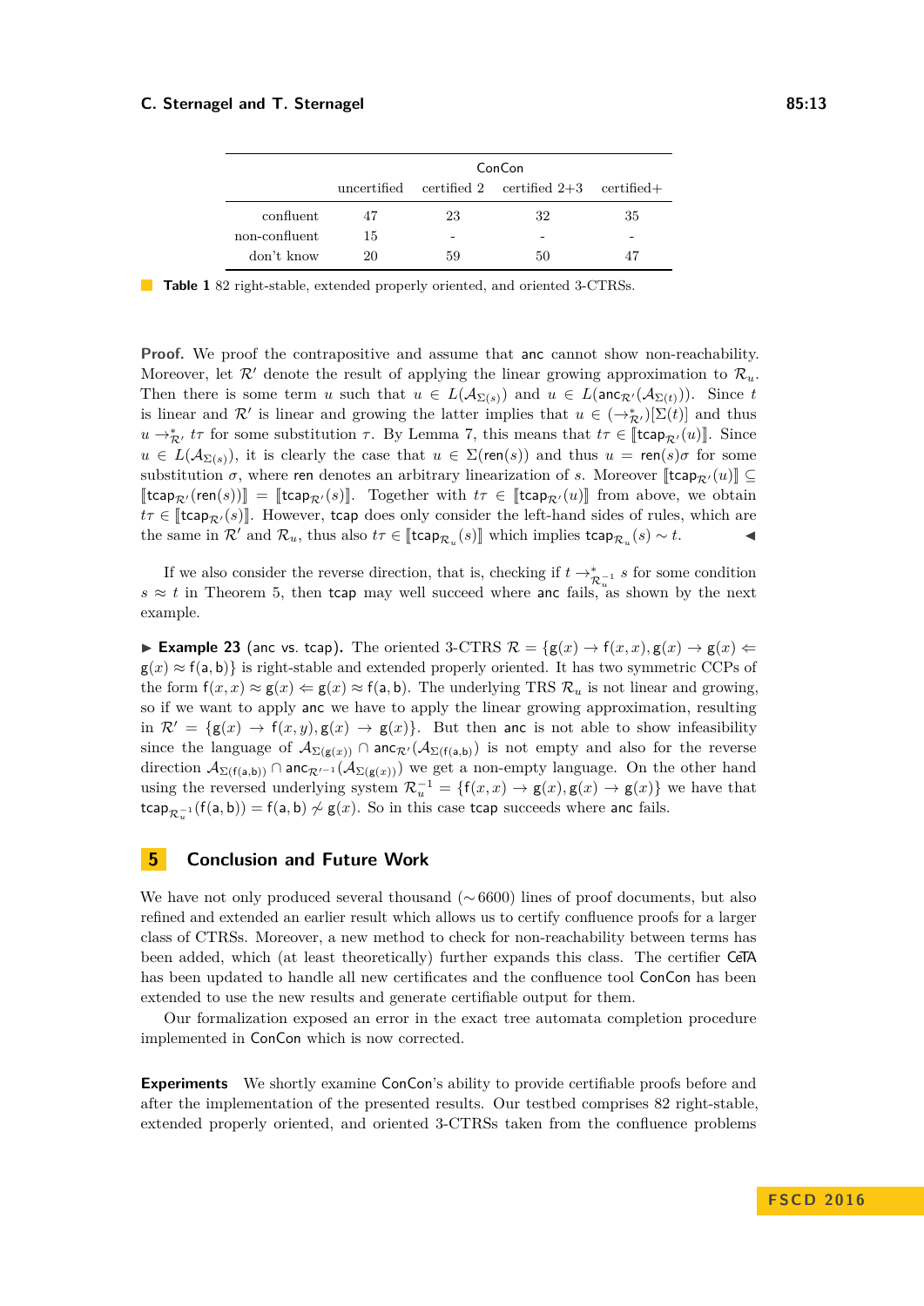| | ConCon | | | |
|---|---|---|---|---|
| | uncertified | certified 2 | certified 2+3 | certified+ |
| confluent | 47 | 23 | 32 | 35 |
| non-confluent | 15 | - | - | - |
| don't know | 20 | 59 | 50 | 47 |

**Table 1** 82 right-stable, extended properly oriented, and oriented 3-CTRSs.

**Proof.** We proof the contrapositive and assume that $\mathsf{anc}$ cannot show non-reachability. Moreover, let $\mathcal{R}'$ denote the result of applying the linear growing approximation to $\mathcal{R}_u$. Then there is some term $u$ such that $u \in L(\mathcal{A}_{\Sigma(s)})$ and $u \in L(\mathsf{anc}_{\mathcal{R}'}(\mathcal{A}_{\Sigma(t)}))$. Since $t$ is linear and $\mathcal{R}'$ is linear and growing the latter implies that $u \in (\to_{\mathcal{R}'}^*)[\Sigma(t)]$ and thus $u \to_{\mathcal{R}'}^* t\tau$ for some substitution $\tau$. By Lemma 7, this means that $t\tau \in [\![\mathsf{tcap}_{\mathcal{R}'}(u)]\!]$. Since $u \in L(\mathcal{A}_{\Sigma(s)})$, it is clearly the case that $u \in \Sigma(\mathsf{ren}(s))$ and thus $u = \mathsf{ren}(s)\sigma$ for some substitution $\sigma$, where $\mathsf{ren}$ denotes an arbitrary linearization of $s$. Moreover $[\![\mathsf{tcap}_{\mathcal{R}'}(u)]\!] \subseteq [\![\mathsf{tcap}_{\mathcal{R}'}(\mathsf{ren}(s))]\!] = [\![\mathsf{tcap}_{\mathcal{R}'}(s)]\!]$. Together with $t\tau \in [\![\mathsf{tcap}_{\mathcal{R}'}(u)]\!]$ from above, we obtain $t\tau \in [\![\mathsf{tcap}_{\mathcal{R}'}(s)]\!]$. However, $\mathsf{tcap}$ does only consider the left-hand sides of rules, which are the same in $\mathcal{R}'$ and $\mathcal{R}_u$, thus also $t\tau \in [\![\mathsf{tcap}_{\mathcal{R}_u}(s)]\!]$ which implies $\mathsf{tcap}_{\mathcal{R}_u}(s) \sim t$. ◀

If we also consider the reverse direction, that is, checking if $t \to_{\mathcal{R}_u^{-1}}^* s$ for some condition $s \approx t$ in Theorem 5, then $\mathsf{tcap}$ may well succeed where $\mathsf{anc}$ fails, as shown by the next example.

▶ **Example 23** ($\mathsf{anc}$ vs. $\mathsf{tcap}$)**.** The oriented 3-CTRS $\mathcal{R} = \{\mathsf{g}(x) \to \mathsf{f}(x,x), \mathsf{g}(x) \to \mathsf{g}(x) \Leftarrow \mathsf{g}(x) \approx \mathsf{f}(\mathsf{a},\mathsf{b})\}$ is right-stable and extended properly oriented. It has two symmetric CCPs of the form $\mathsf{f}(x,x) \approx \mathsf{g}(x) \Leftarrow \mathsf{g}(x) \approx \mathsf{f}(\mathsf{a},\mathsf{b})$. The underlying TRS $\mathcal{R}_u$ is not linear and growing, so if we want to apply $\mathsf{anc}$ we have to apply the linear growing approximation, resulting in $\mathcal{R}' = \{\mathsf{g}(x) \to \mathsf{f}(x,y), \mathsf{g}(x) \to \mathsf{g}(x)\}$. But then $\mathsf{anc}$ is not able to show infeasibility since the language of $\mathcal{A}_{\Sigma(\mathsf{g}(x))} \cap \mathsf{anc}_{\mathcal{R}'}(\mathcal{A}_{\Sigma(\mathsf{f}(\mathsf{a},\mathsf{b}))})$ is not empty and also for the reverse direction $\mathcal{A}_{\Sigma(\mathsf{f}(\mathsf{a},\mathsf{b}))} \cap \mathsf{anc}_{\mathcal{R}'^{-1}}(\mathcal{A}_{\Sigma(\mathsf{g}(x))})$ we get a non-empty language. On the other hand using the reversed underlying system $\mathcal{R}_u^{-1} = \{\mathsf{f}(x,x) \to \mathsf{g}(x), \mathsf{g}(x) \to \mathsf{g}(x)\}$ we have that $\mathsf{tcap}_{\mathcal{R}_u^{-1}}(\mathsf{f}(\mathsf{a},\mathsf{b})) = \mathsf{f}(\mathsf{a},\mathsf{b}) \not\sim \mathsf{g}(x)$. So in this case $\mathsf{tcap}$ succeeds where $\mathsf{anc}$ fails.

## 5 Conclusion and Future Work

We have not only produced several thousand ($\sim$6600) lines of proof documents, but also refined and extended an earlier result which allows us to certify confluence proofs for a larger class of CTRSs. Moreover, a new method to check for non-reachability between terms has been added, which (at least theoretically) further expands this class. The certifier CeTA has been updated to handle all new certificates and the confluence tool ConCon has been extended to use the new results and generate certifiable output for them.

Our formalization exposed an error in the exact tree automata completion procedure implemented in ConCon which is now corrected.

**Experiments** We shortly examine ConCon's ability to provide certifiable proofs before and after the implementation of the presented results. Our testbed comprises 82 right-stable, extended properly oriented, and oriented 3-CTRSs taken from the confluence problems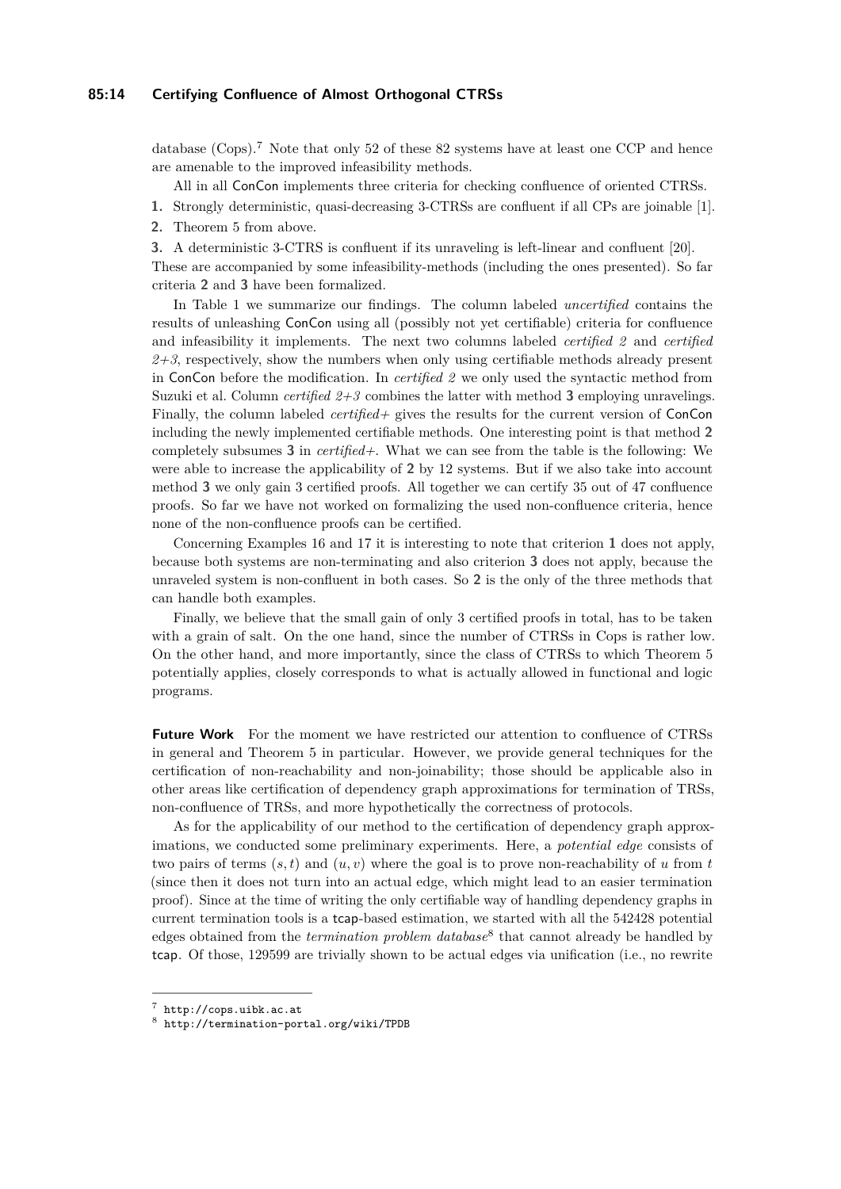database (Cops).[7] Note that only 52 of these 82 systems have at least one CCP and hence are amenable to the improved infeasibility methods.

All in all ConCon implements three criteria for checking confluence of oriented CTRSs.

1. Strongly deterministic, quasi-decreasing 3-CTRSs are confluent if all CPs are joinable [1].
2. Theorem 5 from above.
3. A deterministic 3-CTRS is confluent if its unraveling is left-linear and confluent [20].

These are accompanied by some infeasibility-methods (including the ones presented). So far criteria **2** and **3** have been formalized.

In Table 1 we summarize our findings. The column labeled *uncertified* contains the results of unleashing ConCon using all (possibly not yet certifiable) criteria for confluence and infeasibility it implements. The next two columns labeled *certified 2* and *certified 2+3*, respectively, show the numbers when only using certifiable methods already present in ConCon before the modification. In *certified 2* we only used the syntactic method from Suzuki et al. Column *certified 2+3* combines the latter with method **3** employing unravelings. Finally, the column labeled *certified+* gives the results for the current version of ConCon including the newly implemented certifiable methods. One interesting point is that method **2** completely subsumes **3** in *certified+*. What we can see from the table is the following: We were able to increase the applicability of **2** by 12 systems. But if we also take into account method **3** we only gain 3 certified proofs. All together we can certify 35 out of 47 confluence proofs. So far we have not worked on formalizing the used non-confluence criteria, hence none of the non-confluence proofs can be certified.

Concerning Examples 16 and 17 it is interesting to note that criterion **1** does not apply, because both systems are non-terminating and also criterion **3** does not apply, because the unraveled system is non-confluent in both cases. So **2** is the only of the three methods that can handle both examples.

Finally, we believe that the small gain of only 3 certified proofs in total, has to be taken with a grain of salt. On the one hand, since the number of CTRSs in Cops is rather low. On the other hand, and more importantly, since the class of CTRSs to which Theorem 5 potentially applies, closely corresponds to what is actually allowed in functional and logic programs.

**Future Work** For the moment we have restricted our attention to confluence of CTRSs in general and Theorem 5 in particular. However, we provide general techniques for the certification of non-reachability and non-joinability; those should be applicable also in other areas like certification of dependency graph approximations for termination of TRSs, non-confluence of TRSs, and more hypothetically the correctness of protocols.

As for the applicability of our method to the certification of dependency graph approximations, we conducted some preliminary experiments. Here, a *potential edge* consists of two pairs of terms $(s, t)$ and $(u, v)$ where the goal is to prove non-reachability of $u$ from $t$ (since then it does not turn into an actual edge, which might lead to an easier termination proof). Since at the time of writing the only certifiable way of handling dependency graphs in current termination tools is a tcap-based estimation, we started with all the 542428 potential edges obtained from the *termination problem database*[8] that cannot already be handled by tcap. Of those, 129599 are trivially shown to be actual edges via unification (i.e., no rewrite

[7] http://cops.uibk.ac.at

[8] http://termination-portal.org/wiki/TPDB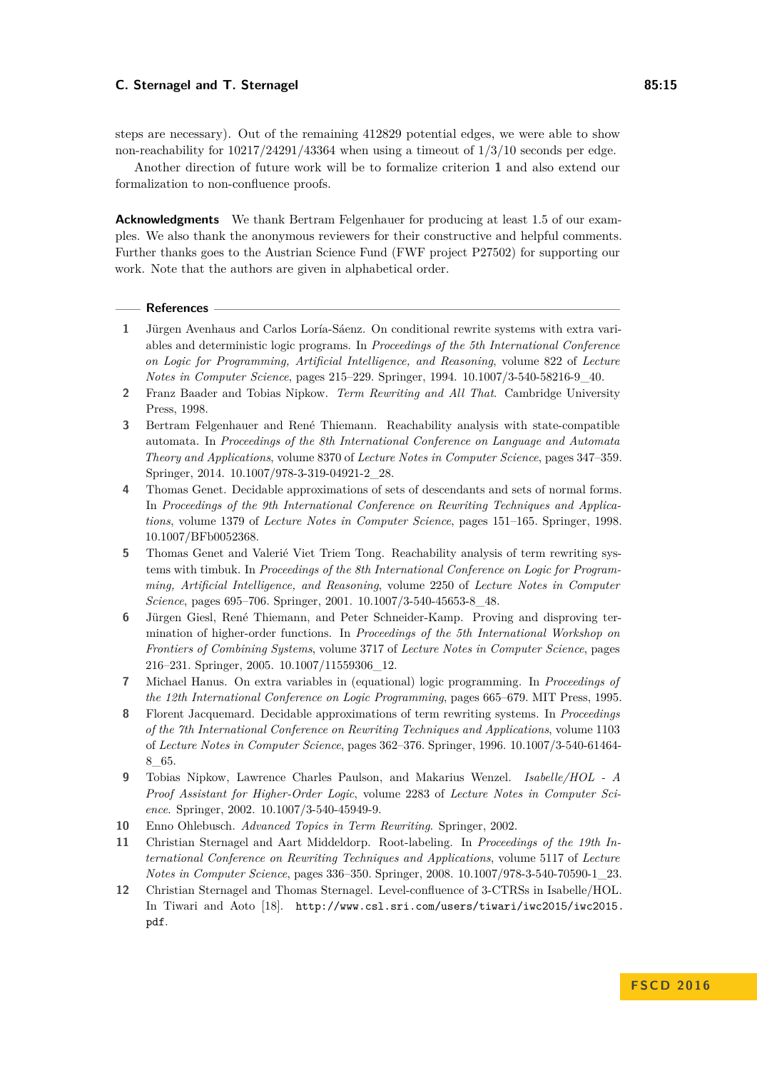steps are necessary). Out of the remaining 412829 potential edges, we were able to show non-reachability for 10217/24291/43364 when using a timeout of 1/3/10 seconds per edge.

Another direction of future work will be to formalize criterion **1** and also extend our formalization to non-confluence proofs.

**Acknowledgments** We thank Bertram Felgenhauer for producing at least 1.5 of our examples. We also thank the anonymous reviewers for their constructive and helpful comments. Further thanks goes to the Austrian Science Fund (FWF project P27502) for supporting our work. Note that the authors are given in alphabetical order.

## References

1. Jürgen Avenhaus and Carlos Loría-Sáenz. On conditional rewrite systems with extra variables and deterministic logic programs. In *Proceedings of the 5th International Conference on Logic for Programming, Artificial Intelligence, and Reasoning*, volume 822 of *Lecture Notes in Computer Science*, pages 215–229. Springer, 1994. 10.1007/3-540-58216-9_40.
2. Franz Baader and Tobias Nipkow. *Term Rewriting and All That*. Cambridge University Press, 1998.
3. Bertram Felgenhauer and René Thiemann. Reachability analysis with state-compatible automata. In *Proceedings of the 8th International Conference on Language and Automata Theory and Applications*, volume 8370 of *Lecture Notes in Computer Science*, pages 347–359. Springer, 2014. 10.1007/978-3-319-04921-2_28.
4. Thomas Genet. Decidable approximations of sets of descendants and sets of normal forms. In *Proceedings of the 9th International Conference on Rewriting Techniques and Applications*, volume 1379 of *Lecture Notes in Computer Science*, pages 151–165. Springer, 1998. 10.1007/BFb0052368.
5. Thomas Genet and Valerié Viet Triem Tong. Reachability analysis of term rewriting systems with timbuk. In *Proceedings of the 8th International Conference on Logic for Programming, Artificial Intelligence, and Reasoning*, volume 2250 of *Lecture Notes in Computer Science*, pages 695–706. Springer, 2001. 10.1007/3-540-45653-8_48.
6. Jürgen Giesl, René Thiemann, and Peter Schneider-Kamp. Proving and disproving termination of higher-order functions. In *Proceedings of the 5th International Workshop on Frontiers of Combining Systems*, volume 3717 of *Lecture Notes in Computer Science*, pages 216–231. Springer, 2005. 10.1007/11559306_12.
7. Michael Hanus. On extra variables in (equational) logic programming. In *Proceedings of the 12th International Conference on Logic Programming*, pages 665–679. MIT Press, 1995.
8. Florent Jacquemard. Decidable approximations of term rewriting systems. In *Proceedings of the 7th International Conference on Rewriting Techniques and Applications*, volume 1103 of *Lecture Notes in Computer Science*, pages 362–376. Springer, 1996. 10.1007/3-540-61464-8_65.
9. Tobias Nipkow, Lawrence Charles Paulson, and Makarius Wenzel. *Isabelle/HOL - A Proof Assistant for Higher-Order Logic*, volume 2283 of *Lecture Notes in Computer Science*. Springer, 2002. 10.1007/3-540-45949-9.
10. Enno Ohlebusch. *Advanced Topics in Term Rewriting*. Springer, 2002.
11. Christian Sternagel and Aart Middeldorp. Root-labeling. In *Proceedings of the 19th International Conference on Rewriting Techniques and Applications*, volume 5117 of *Lecture Notes in Computer Science*, pages 336–350. Springer, 2008. 10.1007/978-3-540-70590-1_23.
12. Christian Sternagel and Thomas Sternagel. Level-confluence of 3-CTRSs in Isabelle/HOL. In Tiwari and Aoto [18]. `http://www.csl.sri.com/users/tiwari/iwc2015/iwc2015.pdf`.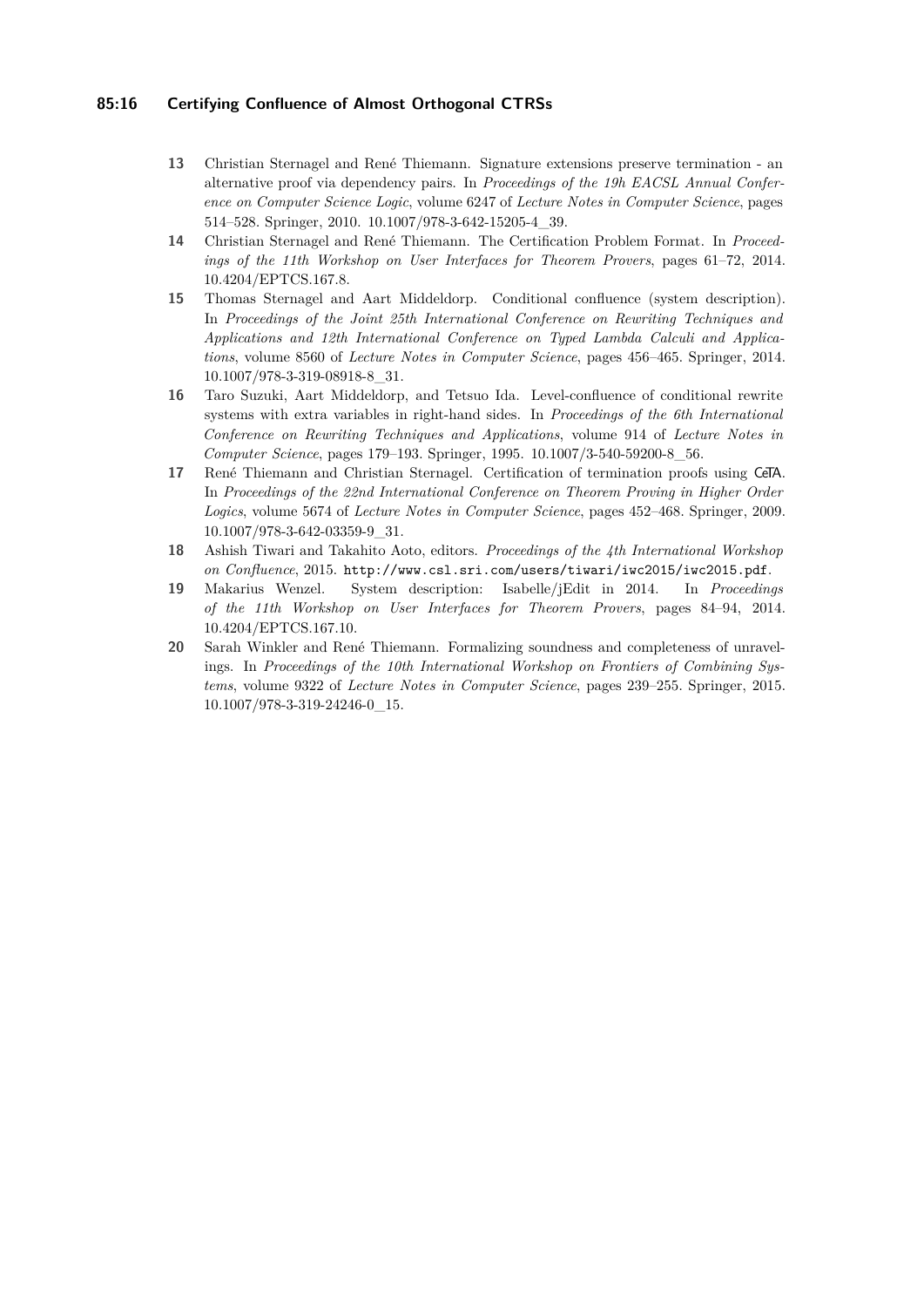13 Christian Sternagel and René Thiemann. Signature extensions preserve termination - an alternative proof via dependency pairs. In *Proceedings of the 19h EACSL Annual Conference on Computer Science Logic*, volume 6247 of *Lecture Notes in Computer Science*, pages 514–528. Springer, 2010. 10.1007/978-3-642-15205-4_39.

14 Christian Sternagel and René Thiemann. The Certification Problem Format. In *Proceedings of the 11th Workshop on User Interfaces for Theorem Provers*, pages 61–72, 2014. 10.4204/EPTCS.167.8.

15 Thomas Sternagel and Aart Middeldorp. Conditional confluence (system description). In *Proceedings of the Joint 25th International Conference on Rewriting Techniques and Applications and 12th International Conference on Typed Lambda Calculi and Applications*, volume 8560 of *Lecture Notes in Computer Science*, pages 456–465. Springer, 2014. 10.1007/978-3-319-08918-8_31.

16 Taro Suzuki, Aart Middeldorp, and Tetsuo Ida. Level-confluence of conditional rewrite systems with extra variables in right-hand sides. In *Proceedings of the 6th International Conference on Rewriting Techniques and Applications*, volume 914 of *Lecture Notes in Computer Science*, pages 179–193. Springer, 1995. 10.1007/3-540-59200-8_56.

17 René Thiemann and Christian Sternagel. Certification of termination proofs using CeTA. In *Proceedings of the 22nd International Conference on Theorem Proving in Higher Order Logics*, volume 5674 of *Lecture Notes in Computer Science*, pages 452–468. Springer, 2009. 10.1007/978-3-642-03359-9_31.

18 Ashish Tiwari and Takahito Aoto, editors. *Proceedings of the 4th International Workshop on Confluence*, 2015. `http://www.csl.sri.com/users/tiwari/iwc2015/iwc2015.pdf`.

19 Makarius Wenzel. System description: Isabelle/jEdit in 2014. In *Proceedings of the 11th Workshop on User Interfaces for Theorem Provers*, pages 84–94, 2014. 10.4204/EPTCS.167.10.

20 Sarah Winkler and René Thiemann. Formalizing soundness and completeness of unravelings. In *Proceedings of the 10th International Workshop on Frontiers of Combining Systems*, volume 9322 of *Lecture Notes in Computer Science*, pages 239–255. Springer, 2015. 10.1007/978-3-319-24246-0_15.